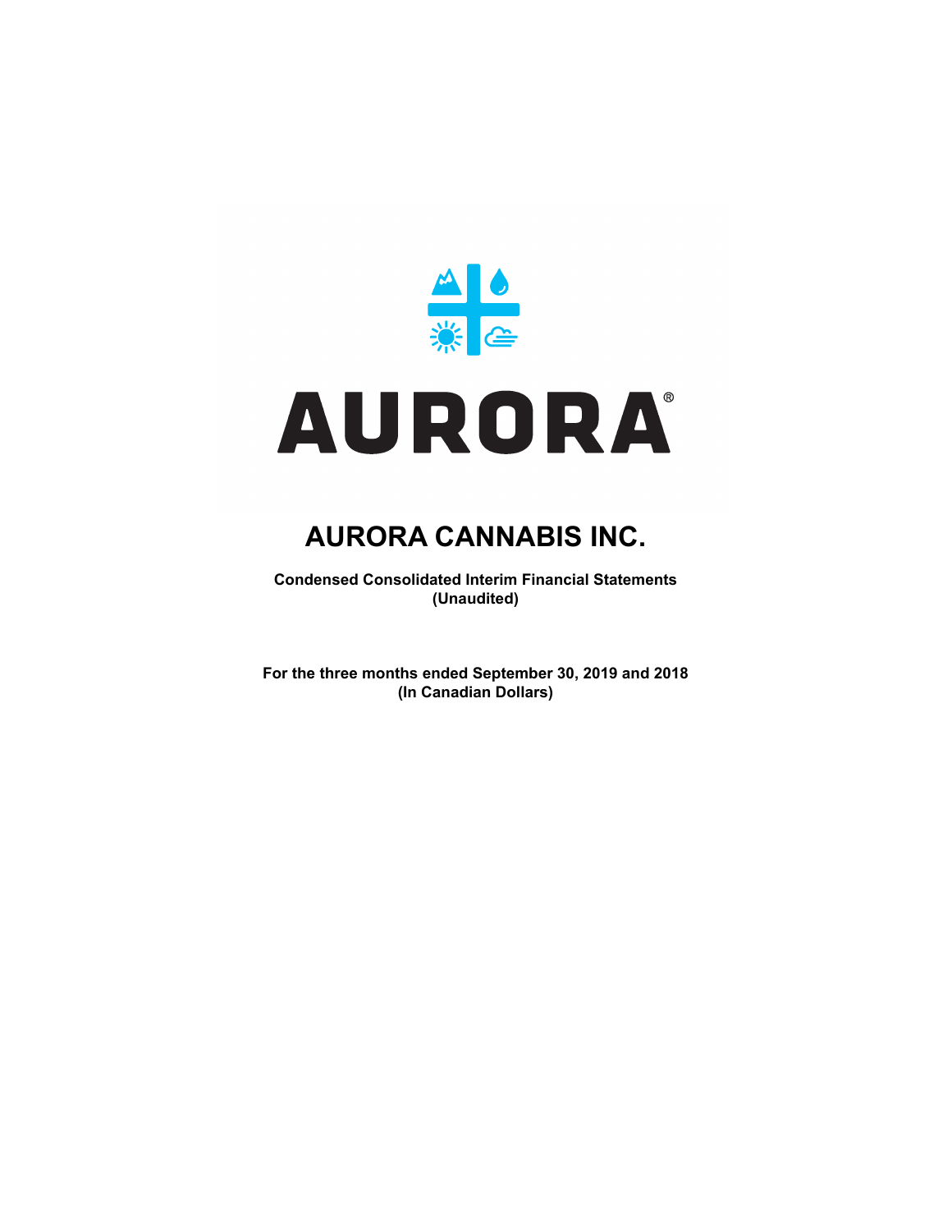# AURORA CANNABIS INC.

**Condensed Consolidated Interim Financial Statements**
**(Unaudited)**

**For the three months ended September 30, 2019 and 2018**
**(In Canadian Dollars)**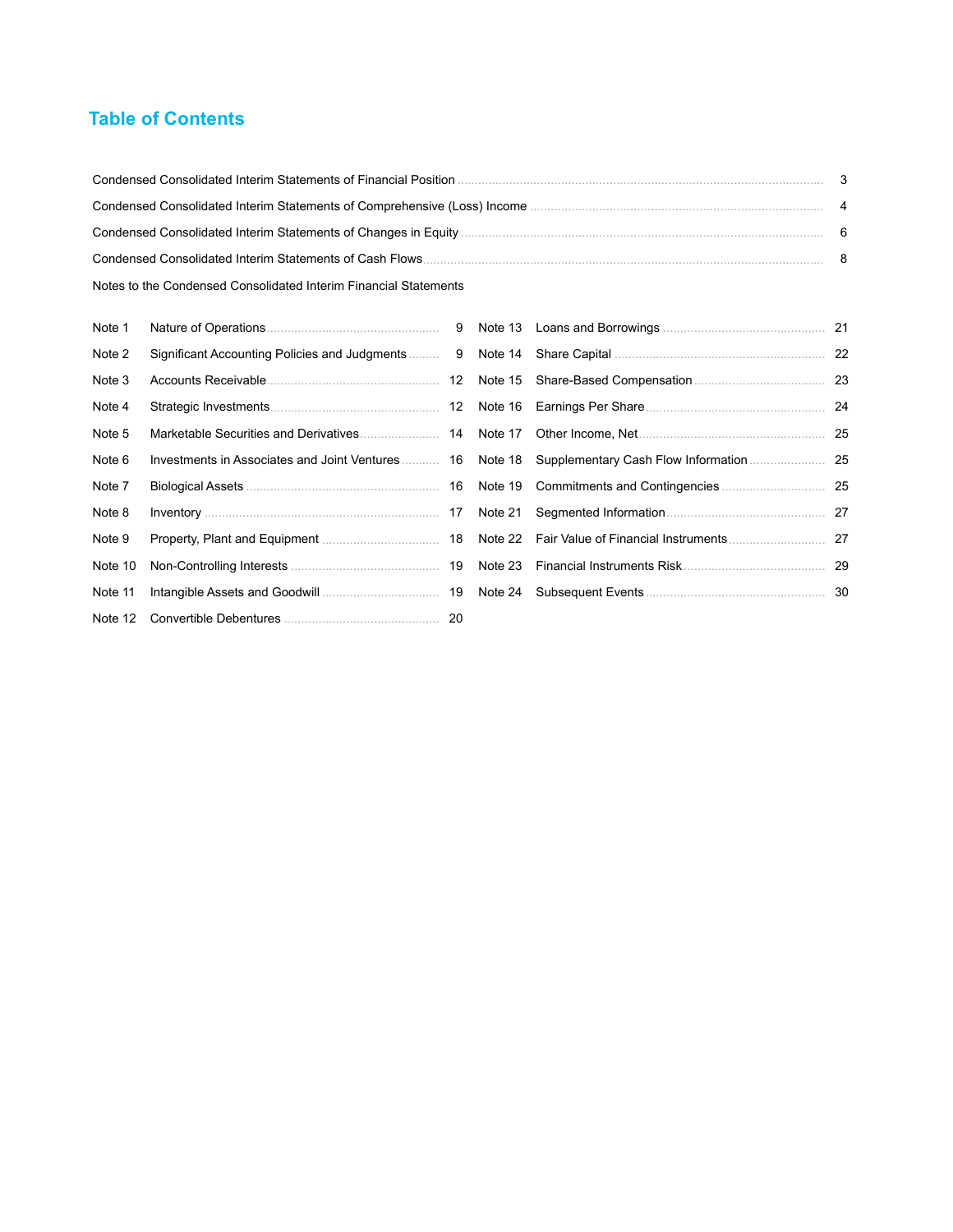# Table of Contents

| | |
|---|---|
| Condensed Consolidated Interim Statements of Financial Position | 3 |
| Condensed Consolidated Interim Statements of Comprehensive (Loss) Income | 4 |
| Condensed Consolidated Interim Statements of Changes in Equity | 6 |
| Condensed Consolidated Interim Statements of Cash Flows | 8 |

Notes to the Condensed Consolidated Interim Financial Statements

| Note | Title | Page |
|---|---|---|
| Note 1 | Nature of Operations | 9 |
| Note 2 | Significant Accounting Policies and Judgments | 9 |
| Note 3 | Accounts Receivable | 12 |
| Note 4 | Strategic Investments | 12 |
| Note 5 | Marketable Securities and Derivatives | 14 |
| Note 6 | Investments in Associates and Joint Ventures | 16 |
| Note 7 | Biological Assets | 16 |
| Note 8 | Inventory | 17 |
| Note 9 | Property, Plant and Equipment | 18 |
| Note 10 | Non-Controlling Interests | 19 |
| Note 11 | Intangible Assets and Goodwill | 19 |
| Note 12 | Convertible Debentures | 20 |
| Note 13 | Loans and Borrowings | 21 |
| Note 14 | Share Capital | 22 |
| Note 15 | Share-Based Compensation | 23 |
| Note 16 | Earnings Per Share | 24 |
| Note 17 | Other Income, Net | 25 |
| Note 18 | Supplementary Cash Flow Information | 25 |
| Note 19 | Commitments and Contingencies | 25 |
| Note 21 | Segmented Information | 27 |
| Note 22 | Fair Value of Financial Instruments | 27 |
| Note 23 | Financial Instruments Risk | 29 |
| Note 24 | Subsequent Events | 30 |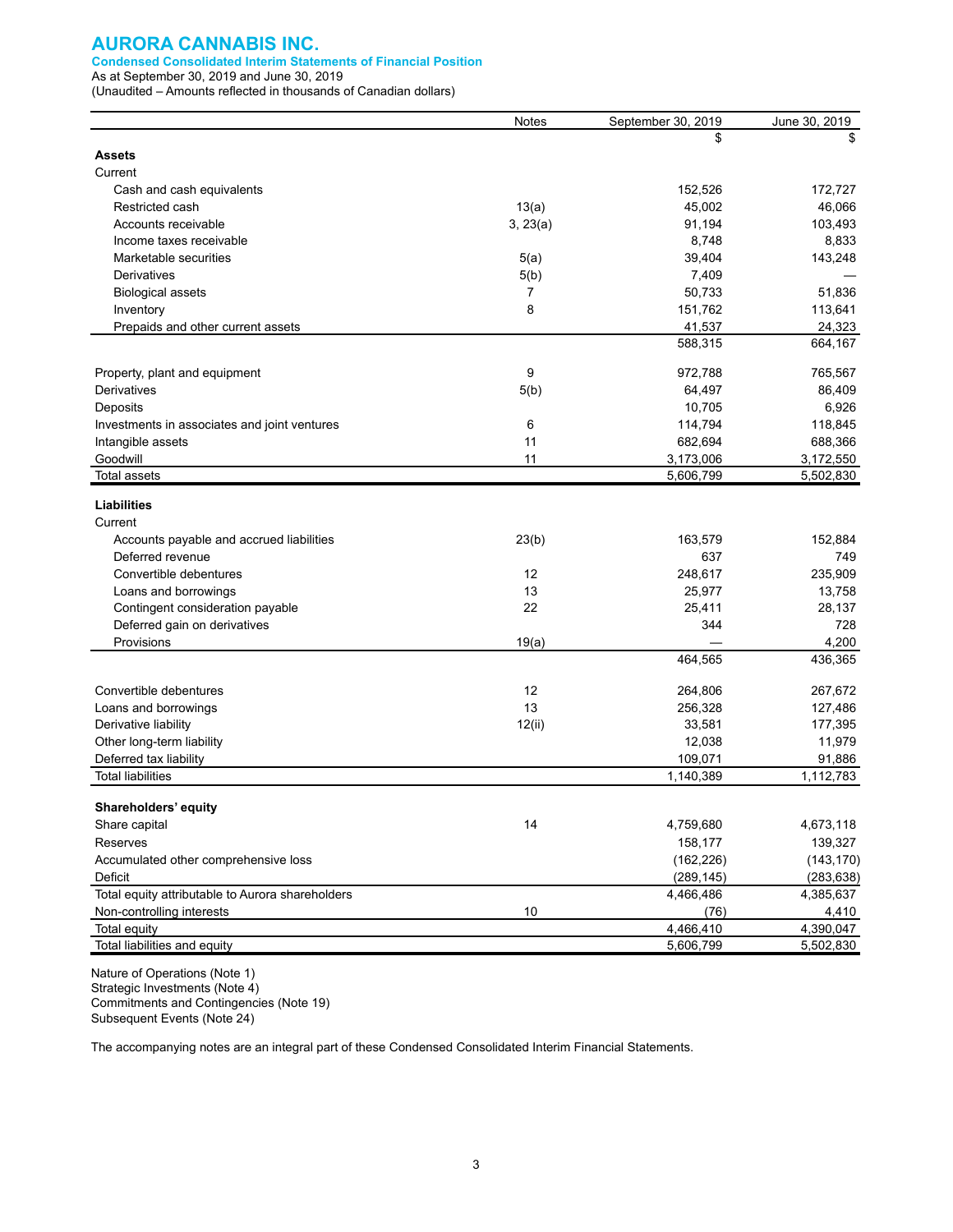# AURORA CANNABIS INC.

**Condensed Consolidated Interim Statements of Financial Position**

As at September 30, 2019 and June 30, 2019

(Unaudited – Amounts reflected in thousands of Canadian dollars)

| | Notes | September 30, 2019 | June 30, 2019 |
|---|---|---|---|
| | | $ | $ |
| **Assets** | | | |
| Current | | | |
| Cash and cash equivalents | | 152,526 | 172,727 |
| Restricted cash | 13(a) | 45,002 | 46,066 |
| Accounts receivable | 3, 23(a) | 91,194 | 103,493 |
| Income taxes receivable | | 8,748 | 8,833 |
| Marketable securities | 5(a) | 39,404 | 143,248 |
| Derivatives | 5(b) | 7,409 | — |
| Biological assets | 7 | 50,733 | 51,836 |
| Inventory | 8 | 151,762 | 113,641 |
| Prepaids and other current assets | | 41,537 | 24,323 |
| | | 588,315 | 664,167 |
| Property, plant and equipment | 9 | 972,788 | 765,567 |
| Derivatives | 5(b) | 64,497 | 86,409 |
| Deposits | | 10,705 | 6,926 |
| Investments in associates and joint ventures | 6 | 114,794 | 118,845 |
| Intangible assets | 11 | 682,694 | 688,366 |
| Goodwill | 11 | 3,173,006 | 3,172,550 |
| Total assets | | 5,606,799 | 5,502,830 |
| **Liabilities** | | | |
| Current | | | |
| Accounts payable and accrued liabilities | 23(b) | 163,579 | 152,884 |
| Deferred revenue | | 637 | 749 |
| Convertible debentures | 12 | 248,617 | 235,909 |
| Loans and borrowings | 13 | 25,977 | 13,758 |
| Contingent consideration payable | 22 | 25,411 | 28,137 |
| Deferred gain on derivatives | | 344 | 728 |
| Provisions | 19(a) | — | 4,200 |
| | | 464,565 | 436,365 |
| Convertible debentures | 12 | 264,806 | 267,672 |
| Loans and borrowings | 13 | 256,328 | 127,486 |
| Derivative liability | 12(ii) | 33,581 | 177,395 |
| Other long-term liability | | 12,038 | 11,979 |
| Deferred tax liability | | 109,071 | 91,886 |
| Total liabilities | | 1,140,389 | 1,112,783 |
| **Shareholders' equity** | | | |
| Share capital | 14 | 4,759,680 | 4,673,118 |
| Reserves | | 158,177 | 139,327 |
| Accumulated other comprehensive loss | | (162,226) | (143,170) |
| Deficit | | (289,145) | (283,638) |
| Total equity attributable to Aurora shareholders | | 4,466,486 | 4,385,637 |
| Non-controlling interests | 10 | (76) | 4,410 |
| Total equity | | 4,466,410 | 4,390,047 |
| Total liabilities and equity | | 5,606,799 | 5,502,830 |

Nature of Operations (Note 1)
Strategic Investments (Note 4)
Commitments and Contingencies (Note 19)
Subsequent Events (Note 24)

The accompanying notes are an integral part of these Condensed Consolidated Interim Financial Statements.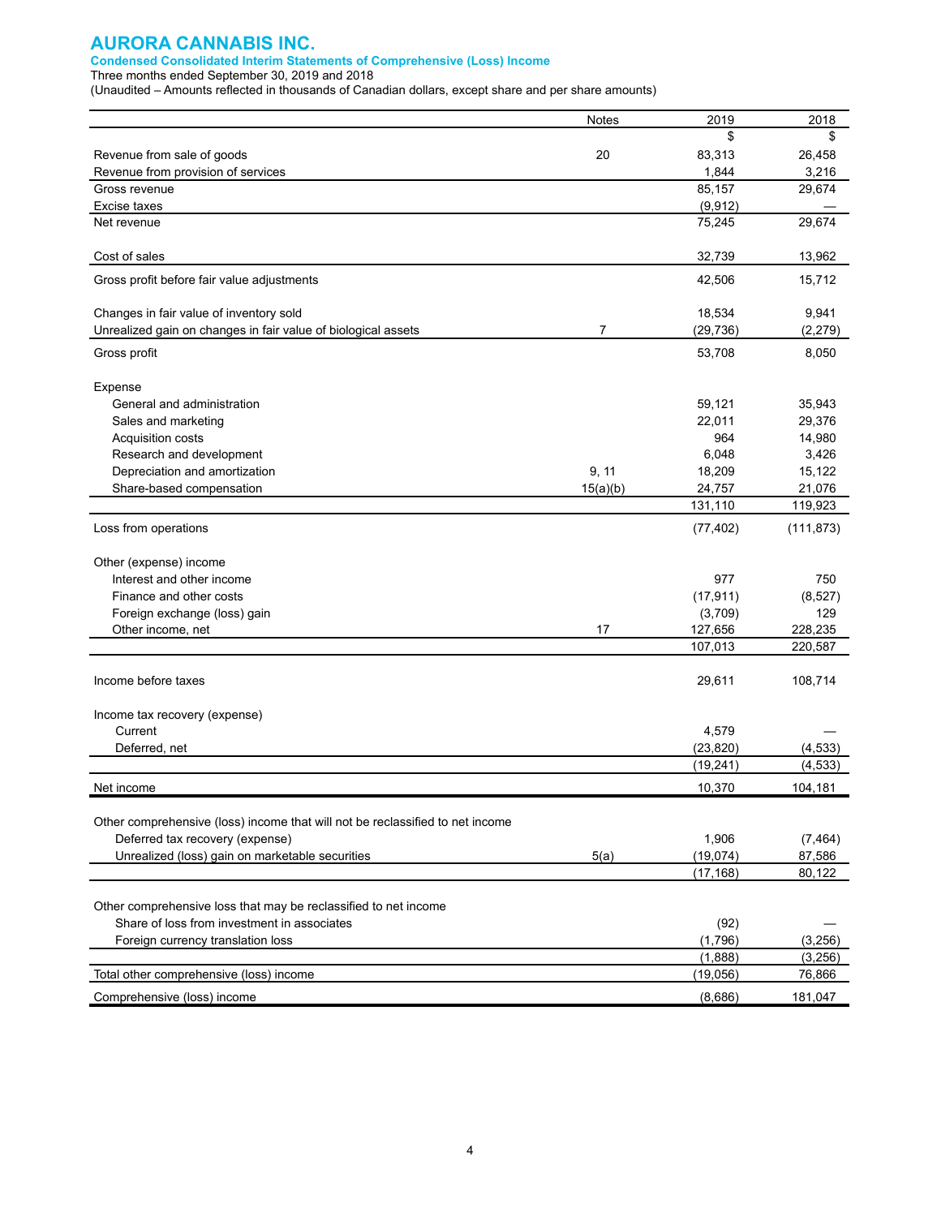# AURORA CANNABIS INC.

### Condensed Consolidated Interim Statements of Comprehensive (Loss) Income

Three months ended September 30, 2019 and 2018

(Unaudited – Amounts reflected in thousands of Canadian dollars, except share and per share amounts)

| | Notes | 2019 | 2018 |
|---|---|---|---|
| | | $ | $ |
| Revenue from sale of goods | 20 | 83,313 | 26,458 |
| Revenue from provision of services | | 1,844 | 3,216 |
| Gross revenue | | 85,157 | 29,674 |
| Excise taxes | | (9,912) | — |
| Net revenue | | 75,245 | 29,674 |
| | | | |
| Cost of sales | | 32,739 | 13,962 |
| Gross profit before fair value adjustments | | 42,506 | 15,712 |
| | | | |
| Changes in fair value of inventory sold | | 18,534 | 9,941 |
| Unrealized gain on changes in fair value of biological assets | 7 | (29,736) | (2,279) |
| Gross profit | | 53,708 | 8,050 |
| | | | |
| Expense | | | |
| General and administration | | 59,121 | 35,943 |
| Sales and marketing | | 22,011 | 29,376 |
| Acquisition costs | | 964 | 14,980 |
| Research and development | | 6,048 | 3,426 |
| Depreciation and amortization | 9, 11 | 18,209 | 15,122 |
| Share-based compensation | 15(a)(b) | 24,757 | 21,076 |
| | | 131,110 | 119,923 |
| Loss from operations | | (77,402) | (111,873) |
| | | | |
| Other (expense) income | | | |
| Interest and other income | | 977 | 750 |
| Finance and other costs | | (17,911) | (8,527) |
| Foreign exchange (loss) gain | | (3,709) | 129 |
| Other income, net | 17 | 127,656 | 228,235 |
| | | 107,013 | 220,587 |
| | | | |
| Income before taxes | | 29,611 | 108,714 |
| | | | |
| Income tax recovery (expense) | | | |
| Current | | 4,579 | — |
| Deferred, net | | (23,820) | (4,533) |
| | | (19,241) | (4,533) |
| Net income | | 10,370 | 104,181 |
| | | | |
| Other comprehensive (loss) income that will not be reclassified to net income | | | |
| Deferred tax recovery (expense) | | 1,906 | (7,464) |
| Unrealized (loss) gain on marketable securities | 5(a) | (19,074) | 87,586 |
| | | (17,168) | 80,122 |
| | | | |
| Other comprehensive loss that may be reclassified to net income | | | |
| Share of loss from investment in associates | | (92) | — |
| Foreign currency translation loss | | (1,796) | (3,256) |
| | | (1,888) | (3,256) |
| Total other comprehensive (loss) income | | (19,056) | 76,866 |
| Comprehensive (loss) income | | (8,686) | 181,047 |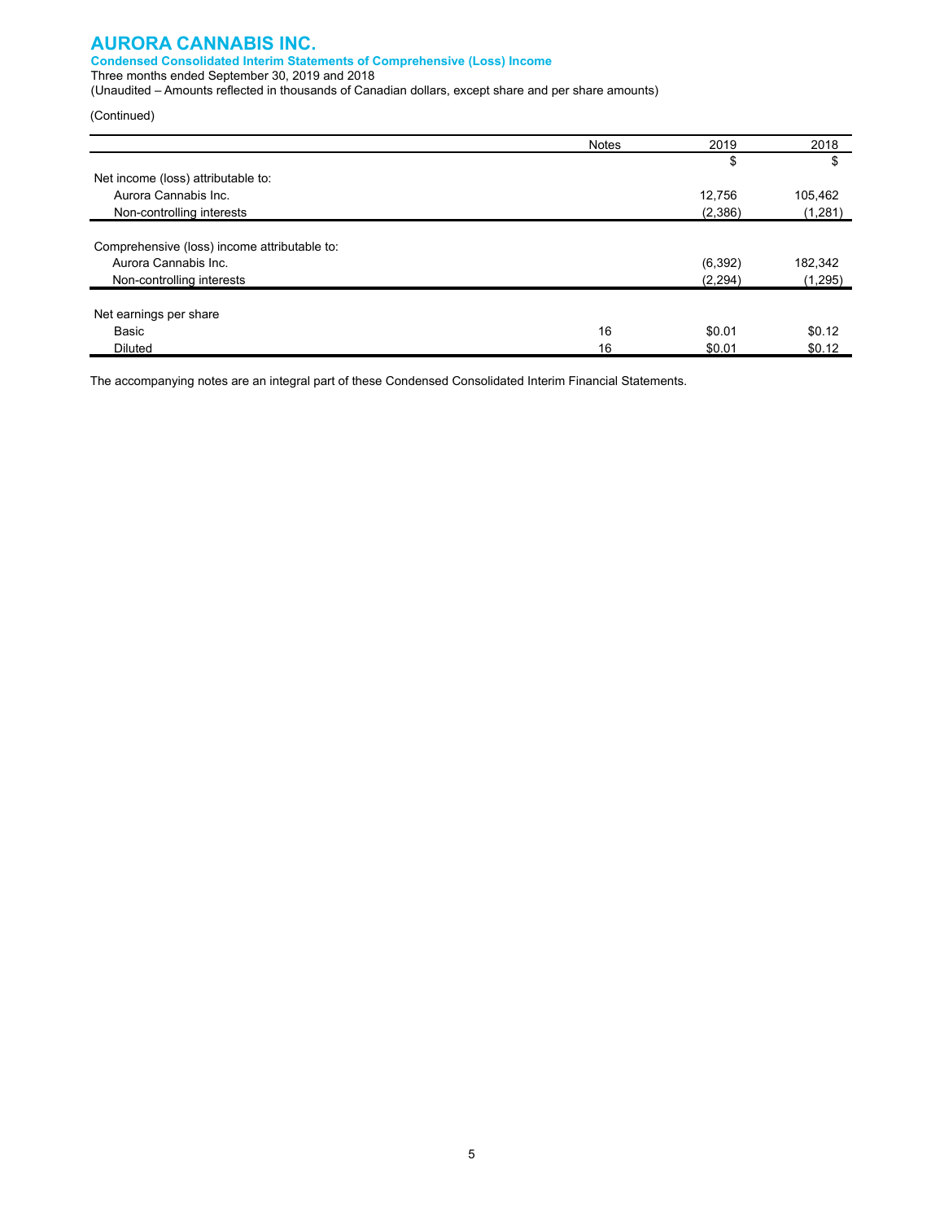# AURORA CANNABIS INC.

**Condensed Consolidated Interim Statements of Comprehensive (Loss) Income**

Three months ended September 30, 2019 and 2018

(Unaudited – Amounts reflected in thousands of Canadian dollars, except share and per share amounts)

(Continued)

| | Notes | 2019 | 2018 |
|---|---|---|---|
| | | $ | $ |
| Net income (loss) attributable to: | | | |
| Aurora Cannabis Inc. | | 12,756 | 105,462 |
| Non-controlling interests | | (2,386) | (1,281) |
| | | | |
| Comprehensive (loss) income attributable to: | | | |
| Aurora Cannabis Inc. | | (6,392) | 182,342 |
| Non-controlling interests | | (2,294) | (1,295) |
| | | | |
| Net earnings per share | | | |
| Basic | 16 | $0.01 | $0.12 |
| Diluted | 16 | $0.01 | $0.12 |

The accompanying notes are an integral part of these Condensed Consolidated Interim Financial Statements.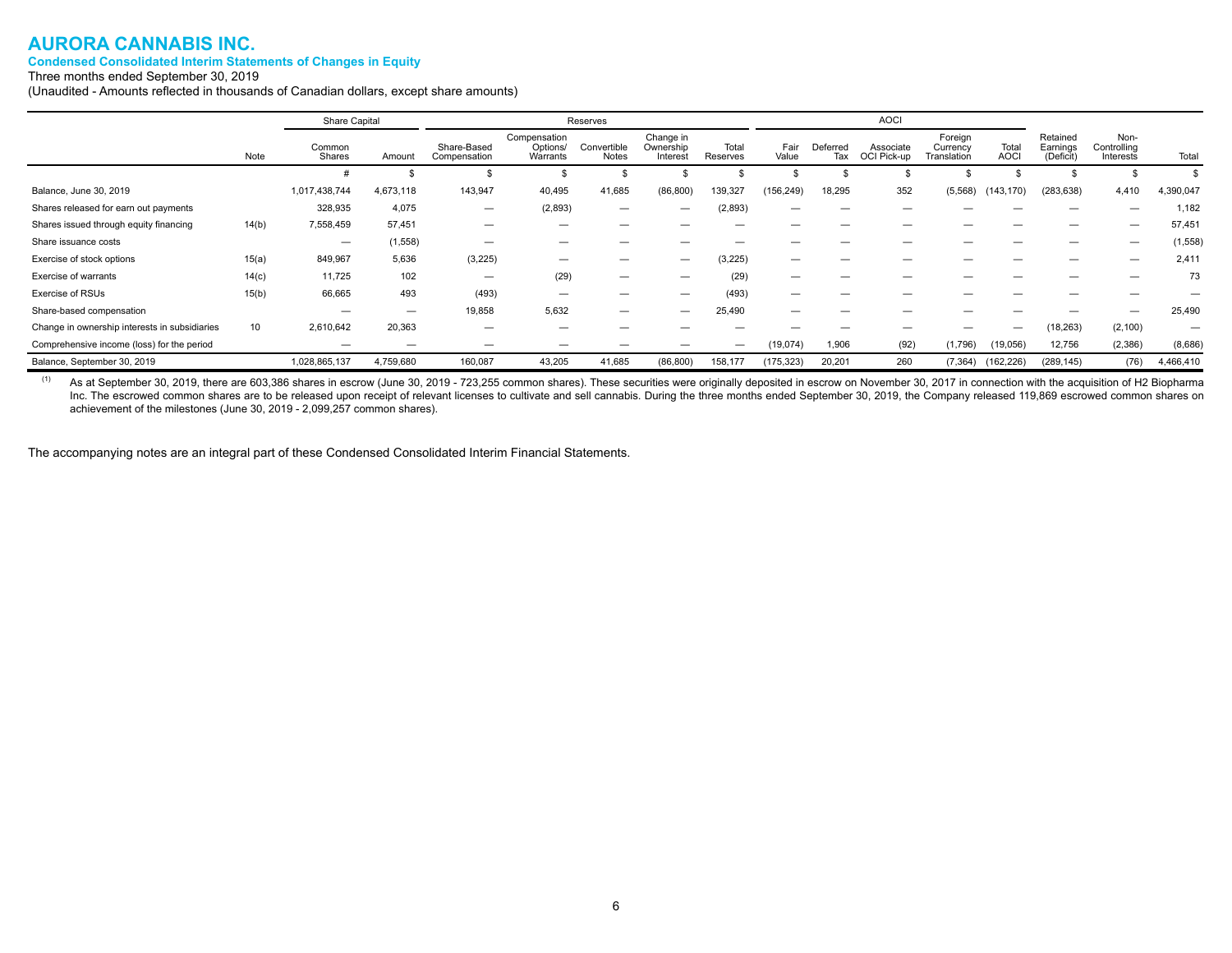# AURORA CANNABIS INC.

### Condensed Consolidated Interim Statements of Changes in Equity

Three months ended September 30, 2019

(Unaudited - Amounts reflected in thousands of Canadian dollars, except share amounts)

| | | Share Capital | | Reserves | | | | | AOCI | | | | | | | |
|---|---|---|---|---|---|---|---|---|---|---|---|---|---|---|---|---|
| | Note | Common Shares | Amount | Share-Based Compensation | Compensation Options/ Warrants | Convertible Notes | Change in Ownership Interest | Total Reserves | Fair Value | Deferred Tax | Associate OCI Pick-up | Foreign Currency Translation | Total AOCI | Retained Earnings (Deficit) | Non-Controlling Interests | Total |
| | | # | $ | $ | $ | $ | $ | $ | $ | $ | $ | $ | $ | $ | $ | $ |
| Balance, June 30, 2019 | | 1,017,438,744 | 4,673,118 | 143,947 | 40,495 | 41,685 | (86,800) | 139,327 | (156,249) | 18,295 | 352 | (5,568) | (143,170) | (283,638) | 4,410 | 4,390,047 |
| Shares released for earn out payments | | 328,935 | 4,075 | — | (2,893) | — | — | (2,893) | — | — | — | — | — | — | — | 1,182 |
| Shares issued through equity financing | 14(b) | 7,558,459 | 57,451 | — | — | — | — | — | — | — | — | — | — | — | — | 57,451 |
| Share issuance costs | | — | (1,558) | — | — | — | — | — | — | — | — | — | — | — | — | (1,558) |
| Exercise of stock options | 15(a) | 849,967 | 5,636 | (3,225) | — | — | — | (3,225) | — | — | — | — | — | — | — | 2,411 |
| Exercise of warrants | 14(c) | 11,725 | 102 | — | (29) | — | — | (29) | — | — | — | — | — | — | — | 73 |
| Exercise of RSUs | 15(b) | 66,665 | 493 | (493) | — | — | — | (493) | — | — | — | — | — | — | — | — |
| Share-based compensation | | — | — | 19,858 | 5,632 | — | — | 25,490 | — | — | — | — | — | — | — | 25,490 |
| Change in ownership interests in subsidiaries | 10 | 2,610,642 | 20,363 | — | — | — | — | — | — | — | — | — | — | (18,263) | (2,100) | — |
| Comprehensive income (loss) for the period | | — | — | — | — | — | — | — | (19,074) | 1,906 | (92) | (1,796) | (19,056) | 12,756 | (2,386) | (8,686) |
| Balance, September 30, 2019 | | 1,028,865,137 | 4,759,680 | 160,087 | 43,205 | 41,685 | (86,800) | 158,177 | (175,323) | 20,201 | 260 | (7,364) | (162,226) | (289,145) | (76) | 4,466,410 |

(1) As at September 30, 2019, there are 603,386 shares in escrow (June 30, 2019 - 723,255 common shares). These securities were originally deposited in escrow on November 30, 2017 in connection with the acquisition of H2 Biopharma Inc. The escrowed common shares are to be released upon receipt of relevant licenses to cultivate and sell cannabis. During the three months ended September 30, 2019, the Company released 119,869 escrowed common shares on achievement of the milestones (June 30, 2019 - 2,099,257 common shares).

The accompanying notes are an integral part of these Condensed Consolidated Interim Financial Statements.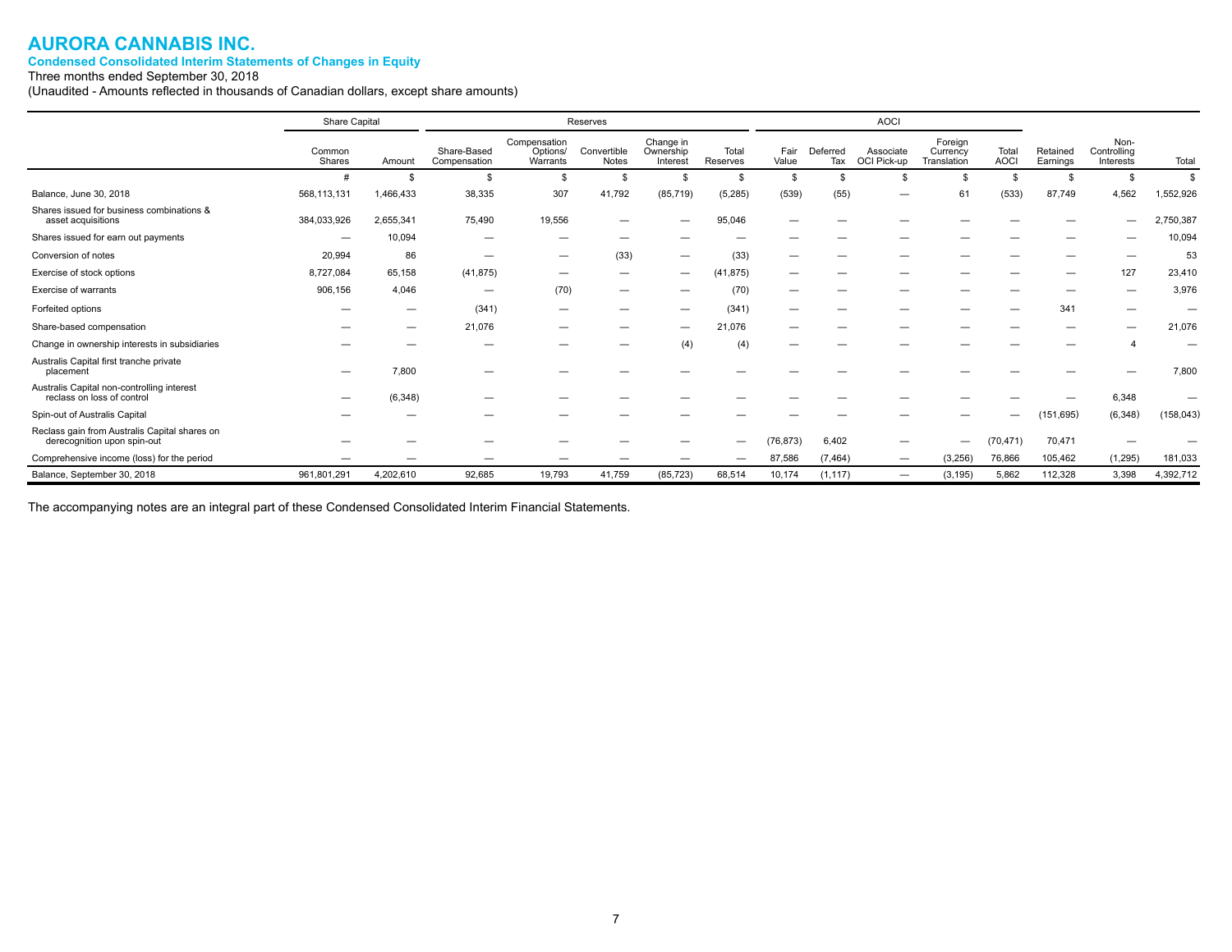# AURORA CANNABIS INC.

**Condensed Consolidated Interim Statements of Changes in Equity**

Three months ended September 30, 2018

(Unaudited - Amounts reflected in thousands of Canadian dollars, except share amounts)

| | Share Capital | | Reserves | | | | | AOCI | | | | | | | |
|---|---|---|---|---|---|---|---|---|---|---|---|---|---|---|---|
| | Common Shares | Amount | Share-Based Compensation | Compensation Options/ Warrants | Convertible Notes | Change in Ownership Interest | Total Reserves | Fair Value | Deferred Tax | Associate OCI Pick-up | Foreign Currency Translation | Total AOCI | Retained Earnings | Non-Controlling Interests | Total |
| | # | $ | $ | $ | $ | $ | $ | $ | $ | $ | $ | $ | $ | $ | $ |
| Balance, June 30, 2018 | 568,113,131 | 1,466,433 | 38,335 | 307 | 41,792 | (85,719) | (5,285) | (539) | (55) | — | 61 | (533) | 87,749 | 4,562 | 1,552,926 |
| Shares issued for business combinations & asset acquisitions | 384,033,926 | 2,655,341 | 75,490 | 19,556 | — | — | 95,046 | — | — | — | — | — | — | — | 2,750,387 |
| Shares issued for earn out payments | — | 10,094 | — | — | — | — | — | — | — | — | — | — | — | — | 10,094 |
| Conversion of notes | 20,994 | 86 | — | — | (33) | — | (33) | — | — | — | — | — | — | — | 53 |
| Exercise of stock options | 8,727,084 | 65,158 | (41,875) | — | — | — | (41,875) | — | — | — | — | — | — | 127 | 23,410 |
| Exercise of warrants | 906,156 | 4,046 | — | (70) | — | — | (70) | — | — | — | — | — | — | — | 3,976 |
| Forfeited options | — | — | (341) | — | — | — | (341) | — | — | — | — | — | 341 | — | — |
| Share-based compensation | — | — | 21,076 | — | — | — | 21,076 | — | — | — | — | — | — | — | 21,076 |
| Change in ownership interests in subsidiaries | — | — | — | — | — | (4) | (4) | — | — | — | — | — | — | 4 | — |
| Australis Capital first tranche private placement | — | 7,800 | — | — | — | — | — | — | — | — | — | — | — | — | 7,800 |
| Australis Capital non-controlling interest reclass on loss of control | — | (6,348) | — | — | — | — | — | — | — | — | — | — | — | 6,348 | — |
| Spin-out of Australis Capital | — | — | — | — | — | — | — | — | — | — | — | — | (151,695) | (6,348) | (158,043) |
| Reclass gain from Australis Capital shares on derecognition upon spin-out | — | — | — | — | — | — | — | (76,873) | 6,402 | — | — | (70,471) | 70,471 | — | — |
| Comprehensive income (loss) for the period | — | — | — | — | — | — | — | 87,586 | (7,464) | — | (3,256) | 76,866 | 105,462 | (1,295) | 181,033 |
| Balance, September 30, 2018 | 961,801,291 | 4,202,610 | 92,685 | 19,793 | 41,759 | (85,723) | 68,514 | 10,174 | (1,117) | — | (3,195) | 5,862 | 112,328 | 3,398 | 4,392,712 |

The accompanying notes are an integral part of these Condensed Consolidated Interim Financial Statements.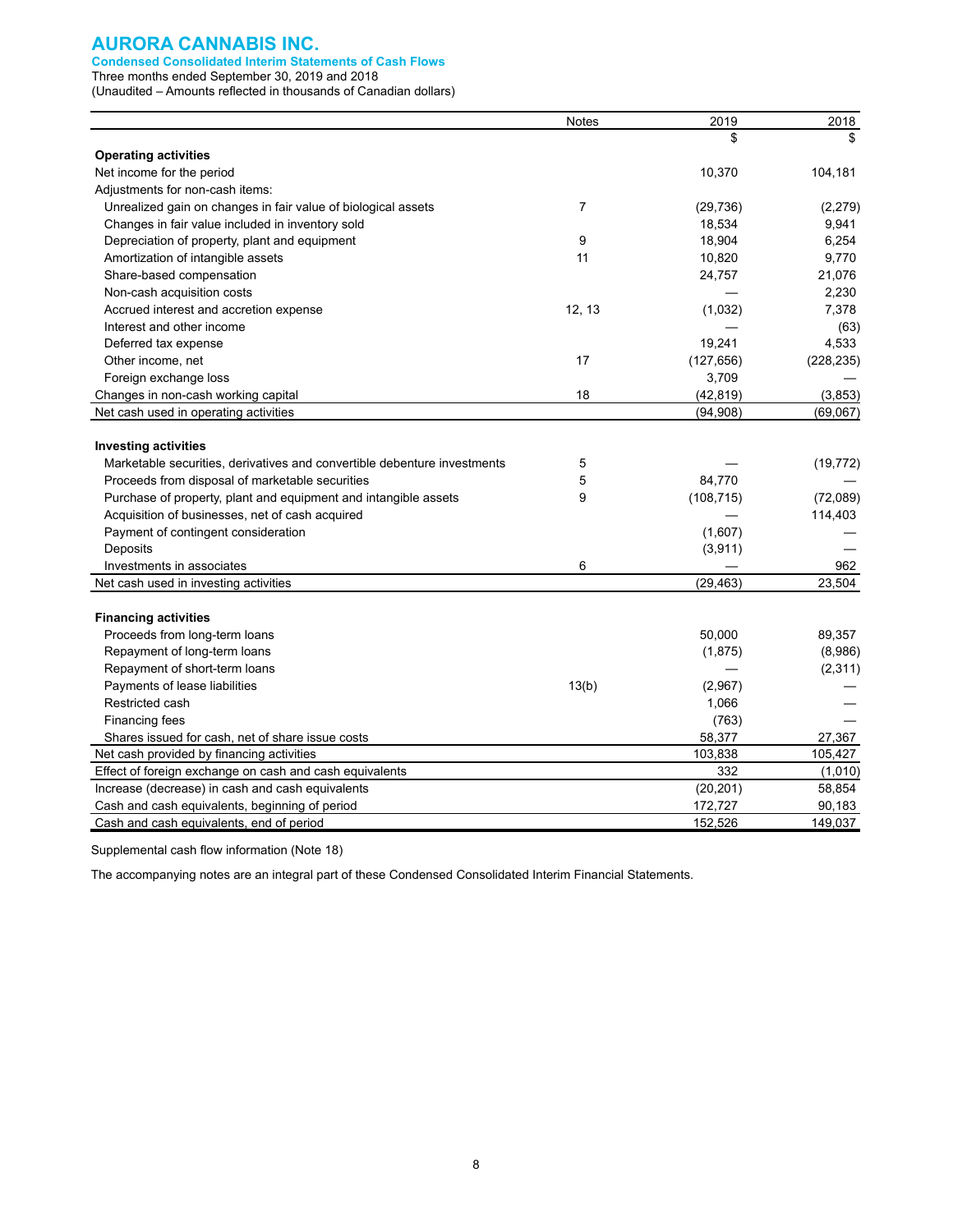# AURORA CANNABIS INC.

**Condensed Consolidated Interim Statements of Cash Flows**

Three months ended September 30, 2019 and 2018

(Unaudited – Amounts reflected in thousands of Canadian dollars)

| | Notes | 2019 | 2018 |
|---|---|---|---|
| | | $ | $ |
| **Operating activities** | | | |
| Net income for the period | | 10,370 | 104,181 |
| Adjustments for non-cash items: | | | |
| Unrealized gain on changes in fair value of biological assets | 7 | (29,736) | (2,279) |
| Changes in fair value included in inventory sold | | 18,534 | 9,941 |
| Depreciation of property, plant and equipment | 9 | 18,904 | 6,254 |
| Amortization of intangible assets | 11 | 10,820 | 9,770 |
| Share-based compensation | | 24,757 | 21,076 |
| Non-cash acquisition costs | | — | 2,230 |
| Accrued interest and accretion expense | 12, 13 | (1,032) | 7,378 |
| Interest and other income | | — | (63) |
| Deferred tax expense | | 19,241 | 4,533 |
| Other income, net | 17 | (127,656) | (228,235) |
| Foreign exchange loss | | 3,709 | — |
| Changes in non-cash working capital | 18 | (42,819) | (3,853) |
| Net cash used in operating activities | | (94,908) | (69,067) |
| | | | |
| **Investing activities** | | | |
| Marketable securities, derivatives and convertible debenture investments | 5 | — | (19,772) |
| Proceeds from disposal of marketable securities | 5 | 84,770 | — |
| Purchase of property, plant and equipment and intangible assets | 9 | (108,715) | (72,089) |
| Acquisition of businesses, net of cash acquired | | — | 114,403 |
| Payment of contingent consideration | | (1,607) | — |
| Deposits | | (3,911) | — |
| Investments in associates | 6 | — | 962 |
| Net cash used in investing activities | | (29,463) | 23,504 |
| | | | |
| **Financing activities** | | | |
| Proceeds from long-term loans | | 50,000 | 89,357 |
| Repayment of long-term loans | | (1,875) | (8,986) |
| Repayment of short-term loans | | — | (2,311) |
| Payments of lease liabilities | 13(b) | (2,967) | — |
| Restricted cash | | 1,066 | — |
| Financing fees | | (763) | — |
| Shares issued for cash, net of share issue costs | | 58,377 | 27,367 |
| Net cash provided by financing activities | | 103,838 | 105,427 |
| Effect of foreign exchange on cash and cash equivalents | | 332 | (1,010) |
| Increase (decrease) in cash and cash equivalents | | (20,201) | 58,854 |
| Cash and cash equivalents, beginning of period | | 172,727 | 90,183 |
| Cash and cash equivalents, end of period | | 152,526 | 149,037 |

Supplemental cash flow information (Note 18)

The accompanying notes are an integral part of these Condensed Consolidated Interim Financial Statements.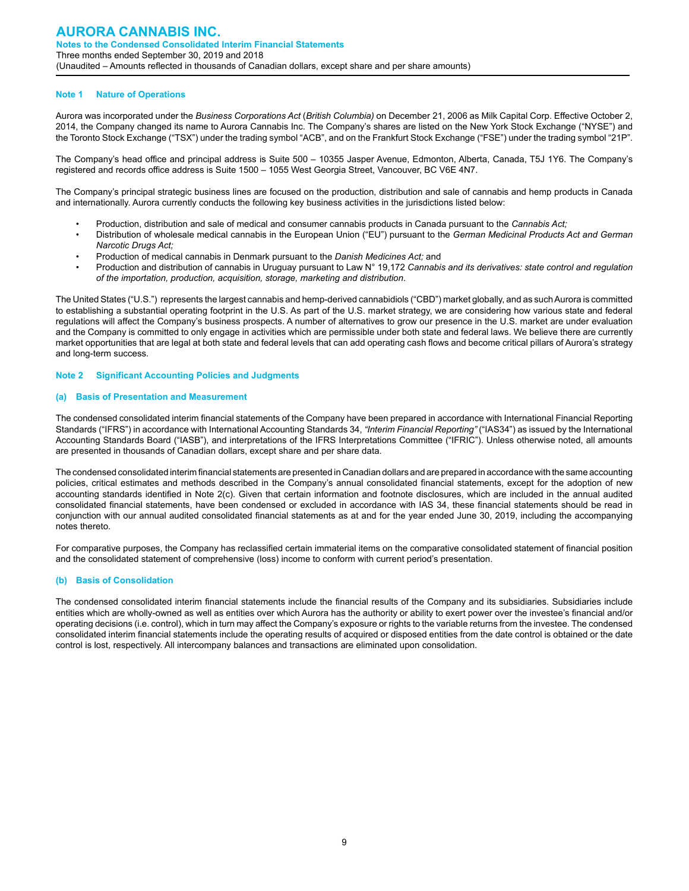## Note 1 Nature of Operations

Aurora was incorporated under the *Business Corporations Act* (*British Columbia)* on December 21, 2006 as Milk Capital Corp. Effective October 2, 2014, the Company changed its name to Aurora Cannabis Inc. The Company's shares are listed on the New York Stock Exchange ("NYSE") and the Toronto Stock Exchange ("TSX") under the trading symbol "ACB", and on the Frankfurt Stock Exchange ("FSE") under the trading symbol "21P".

The Company's head office and principal address is Suite 500 – 10355 Jasper Avenue, Edmonton, Alberta, Canada, T5J 1Y6. The Company's registered and records office address is Suite 1500 – 1055 West Georgia Street, Vancouver, BC V6E 4N7.

The Company's principal strategic business lines are focused on the production, distribution and sale of cannabis and hemp products in Canada and internationally. Aurora currently conducts the following key business activities in the jurisdictions listed below:

- Production, distribution and sale of medical and consumer cannabis products in Canada pursuant to the *Cannabis Act;*
- Distribution of wholesale medical cannabis in the European Union ("EU") pursuant to the *German Medicinal Products Act and German Narcotic Drugs Act;*
- Production of medical cannabis in Denmark pursuant to the *Danish Medicines Act;* and
- Production and distribution of cannabis in Uruguay pursuant to Law N° 19,172 *Cannabis and its derivatives: state control and regulation of the importation, production, acquisition, storage, marketing and distribution*.

The United States ("U.S.") represents the largest cannabis and hemp-derived cannabidiols ("CBD") market globally, and as such Aurora is committed to establishing a substantial operating footprint in the U.S. As part of the U.S. market strategy, we are considering how various state and federal regulations will affect the Company's business prospects. A number of alternatives to grow our presence in the U.S. market are under evaluation and the Company is committed to only engage in activities which are permissible under both state and federal laws. We believe there are currently market opportunities that are legal at both state and federal levels that can add operating cash flows and become critical pillars of Aurora's strategy and long-term success.

## Note 2 Significant Accounting Policies and Judgments

### (a) Basis of Presentation and Measurement

The condensed consolidated interim financial statements of the Company have been prepared in accordance with International Financial Reporting Standards ("IFRS") in accordance with International Accounting Standards 34, *"Interim Financial Reporting"* ("IAS34") as issued by the International Accounting Standards Board ("IASB"), and interpretations of the IFRS Interpretations Committee ("IFRIC"). Unless otherwise noted, all amounts are presented in thousands of Canadian dollars, except share and per share data.

The condensed consolidated interim financial statements are presented in Canadian dollars and are prepared in accordance with the same accounting policies, critical estimates and methods described in the Company's annual consolidated financial statements, except for the adoption of new accounting standards identified in Note 2(c). Given that certain information and footnote disclosures, which are included in the annual audited consolidated financial statements, have been condensed or excluded in accordance with IAS 34, these financial statements should be read in conjunction with our annual audited consolidated financial statements as at and for the year ended June 30, 2019, including the accompanying notes thereto.

For comparative purposes, the Company has reclassified certain immaterial items on the comparative consolidated statement of financial position and the consolidated statement of comprehensive (loss) income to conform with current period's presentation.

### (b) Basis of Consolidation

The condensed consolidated interim financial statements include the financial results of the Company and its subsidiaries. Subsidiaries include entities which are wholly-owned as well as entities over which Aurora has the authority or ability to exert power over the investee's financial and/or operating decisions (i.e. control), which in turn may affect the Company's exposure or rights to the variable returns from the investee. The condensed consolidated interim financial statements include the operating results of acquired or disposed entities from the date control is obtained or the date control is lost, respectively. All intercompany balances and transactions are eliminated upon consolidation.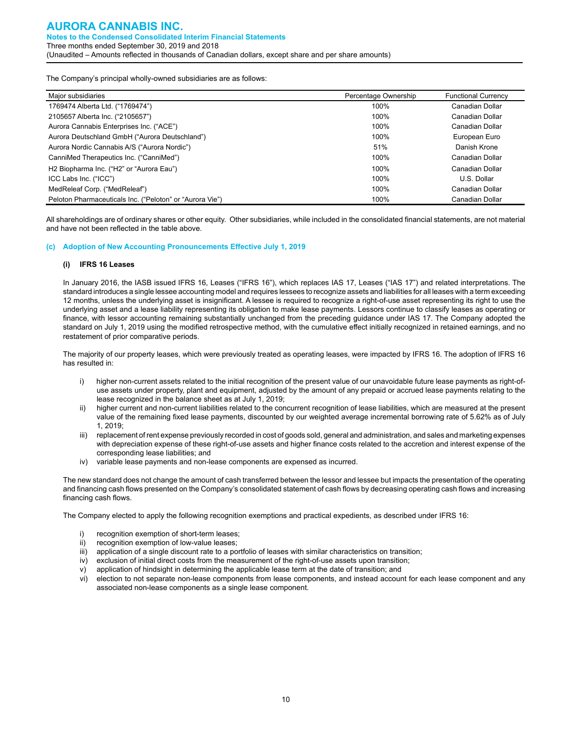The Company's principal wholly-owned subsidiaries are as follows:

| Major subsidiaries | Percentage Ownership | Functional Currency |
|---|---|---|
| 1769474 Alberta Ltd. ("1769474") | 100% | Canadian Dollar |
| 2105657 Alberta Inc. ("2105657") | 100% | Canadian Dollar |
| Aurora Cannabis Enterprises Inc. ("ACE") | 100% | Canadian Dollar |
| Aurora Deutschland GmbH ("Aurora Deutschland") | 100% | European Euro |
| Aurora Nordic Cannabis A/S ("Aurora Nordic") | 51% | Danish Krone |
| CanniMed Therapeutics Inc. ("CanniMed") | 100% | Canadian Dollar |
| H2 Biopharma Inc. ("H2" or "Aurora Eau") | 100% | Canadian Dollar |
| ICC Labs Inc. ("ICC") | 100% | U.S. Dollar |
| MedReleaf Corp. ("MedReleaf") | 100% | Canadian Dollar |
| Peloton Pharmaceuticals Inc. ("Peloton" or "Aurora Vie") | 100% | Canadian Dollar |

All shareholdings are of ordinary shares or other equity. Other subsidiaries, while included in the consolidated financial statements, are not material and have not been reflected in the table above.

### (c) Adoption of New Accounting Pronouncements Effective July 1, 2019

#### (i) IFRS 16 Leases

In January 2016, the IASB issued IFRS 16, Leases ("IFRS 16"), which replaces IAS 17, Leases ("IAS 17") and related interpretations. The standard introduces a single lessee accounting model and requires lessees to recognize assets and liabilities for all leases with a term exceeding 12 months, unless the underlying asset is insignificant. A lessee is required to recognize a right-of-use asset representing its right to use the underlying asset and a lease liability representing its obligation to make lease payments. Lessors continue to classify leases as operating or finance, with lessor accounting remaining substantially unchanged from the preceding guidance under IAS 17. The Company adopted the standard on July 1, 2019 using the modified retrospective method, with the cumulative effect initially recognized in retained earnings, and no restatement of prior comparative periods.

The majority of our property leases, which were previously treated as operating leases, were impacted by IFRS 16. The adoption of IFRS 16 has resulted in:

i) higher non-current assets related to the initial recognition of the present value of our unavoidable future lease payments as right-of-use assets under property, plant and equipment, adjusted by the amount of any prepaid or accrued lease payments relating to the lease recognized in the balance sheet as at July 1, 2019;
ii) higher current and non-current liabilities related to the concurrent recognition of lease liabilities, which are measured at the present value of the remaining fixed lease payments, discounted by our weighted average incremental borrowing rate of 5.62% as of July 1, 2019;
iii) replacement of rent expense previously recorded in cost of goods sold, general and administration, and sales and marketing expenses with depreciation expense of these right-of-use assets and higher finance costs related to the accretion and interest expense of the corresponding lease liabilities; and
iv) variable lease payments and non-lease components are expensed as incurred.

The new standard does not change the amount of cash transferred between the lessor and lessee but impacts the presentation of the operating and financing cash flows presented on the Company's consolidated statement of cash flows by decreasing operating cash flows and increasing financing cash flows.

The Company elected to apply the following recognition exemptions and practical expedients, as described under IFRS 16:

i) recognition exemption of short-term leases;
ii) recognition exemption of low-value leases;
iii) application of a single discount rate to a portfolio of leases with similar characteristics on transition;
iv) exclusion of initial direct costs from the measurement of the right-of-use assets upon transition;
v) application of hindsight in determining the applicable lease term at the date of transition; and
vi) election to not separate non-lease components from lease components, and instead account for each lease component and any associated non-lease components as a single lease component.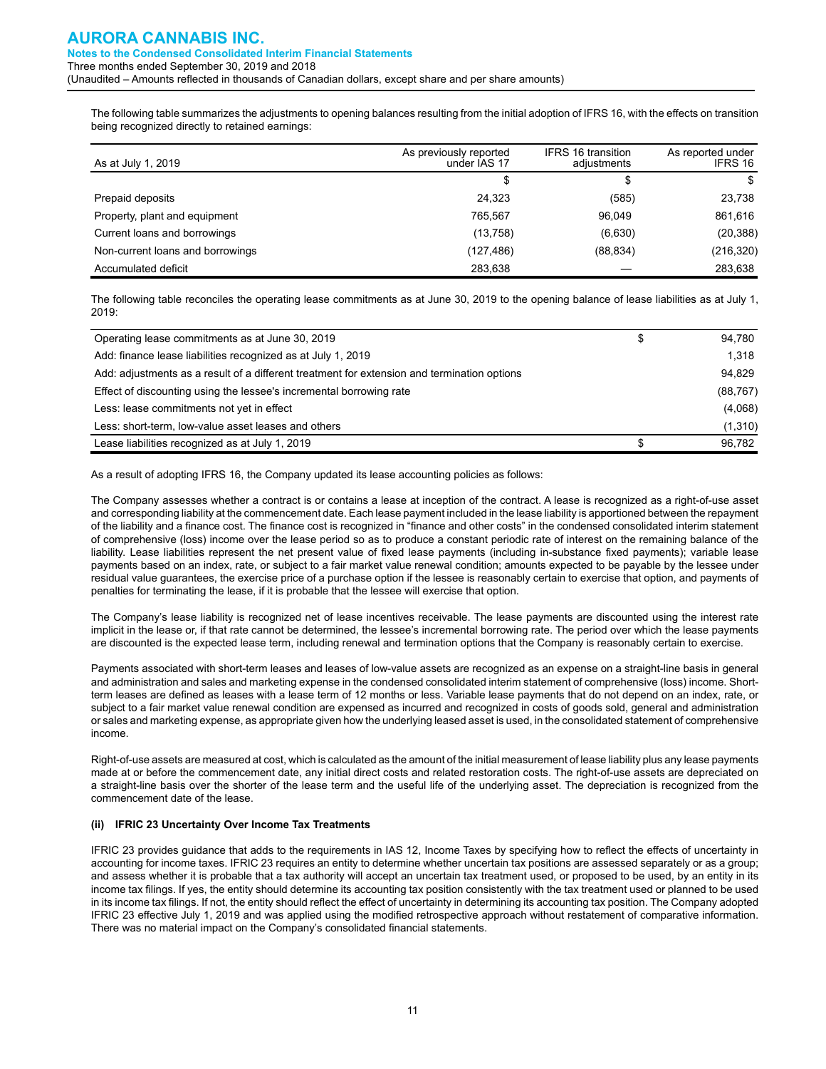The following table summarizes the adjustments to opening balances resulting from the initial adoption of IFRS 16, with the effects on transition being recognized directly to retained earnings:

| As at July 1, 2019 | As previously reported under IAS 17 | IFRS 16 transition adjustments | As reported under IFRS 16 |
|---|---|---|---|
| | $ | $ | $ |
| Prepaid deposits | 24,323 | (585) | 23,738 |
| Property, plant and equipment | 765,567 | 96,049 | 861,616 |
| Current loans and borrowings | (13,758) | (6,630) | (20,388) |
| Non-current loans and borrowings | (127,486) | (88,834) | (216,320) |
| Accumulated deficit | 283,638 | — | 283,638 |

The following table reconciles the operating lease commitments as at June 30, 2019 to the opening balance of lease liabilities as at July 1, 2019:

| | | |
|---|---|---|
| Operating lease commitments as at June 30, 2019 | $ | 94,780 |
| Add: finance lease liabilities recognized as at July 1, 2019 | | 1,318 |
| Add: adjustments as a result of a different treatment for extension and termination options | | 94,829 |
| Effect of discounting using the lessee's incremental borrowing rate | | (88,767) |
| Less: lease commitments not yet in effect | | (4,068) |
| Less: short-term, low-value asset leases and others | | (1,310) |
| Lease liabilities recognized as at July 1, 2019 | $ | 96,782 |

As a result of adopting IFRS 16, the Company updated its lease accounting policies as follows:

The Company assesses whether a contract is or contains a lease at inception of the contract. A lease is recognized as a right-of-use asset and corresponding liability at the commencement date. Each lease payment included in the lease liability is apportioned between the repayment of the liability and a finance cost. The finance cost is recognized in "finance and other costs" in the condensed consolidated interim statement of comprehensive (loss) income over the lease period so as to produce a constant periodic rate of interest on the remaining balance of the liability. Lease liabilities represent the net present value of fixed lease payments (including in-substance fixed payments); variable lease payments based on an index, rate, or subject to a fair market value renewal condition; amounts expected to be payable by the lessee under residual value guarantees, the exercise price of a purchase option if the lessee is reasonably certain to exercise that option, and payments of penalties for terminating the lease, if it is probable that the lessee will exercise that option.

The Company's lease liability is recognized net of lease incentives receivable. The lease payments are discounted using the interest rate implicit in the lease or, if that rate cannot be determined, the lessee's incremental borrowing rate. The period over which the lease payments are discounted is the expected lease term, including renewal and termination options that the Company is reasonably certain to exercise.

Payments associated with short-term leases and leases of low-value assets are recognized as an expense on a straight-line basis in general and administration and sales and marketing expense in the condensed consolidated interim statement of comprehensive (loss) income. Short-term leases are defined as leases with a lease term of 12 months or less. Variable lease payments that do not depend on an index, rate, or subject to a fair market value renewal condition are expensed as incurred and recognized in costs of goods sold, general and administration or sales and marketing expense, as appropriate given how the underlying leased asset is used, in the consolidated statement of comprehensive income.

Right-of-use assets are measured at cost, which is calculated as the amount of the initial measurement of lease liability plus any lease payments made at or before the commencement date, any initial direct costs and related restoration costs. The right-of-use assets are depreciated on a straight-line basis over the shorter of the lease term and the useful life of the underlying asset. The depreciation is recognized from the commencement date of the lease.

**(ii) IFRIC 23 Uncertainty Over Income Tax Treatments**

IFRIC 23 provides guidance that adds to the requirements in IAS 12, Income Taxes by specifying how to reflect the effects of uncertainty in accounting for income taxes. IFRIC 23 requires an entity to determine whether uncertain tax positions are assessed separately or as a group; and assess whether it is probable that a tax authority will accept an uncertain tax treatment used, or proposed to be used, by an entity in its income tax filings. If yes, the entity should determine its accounting tax position consistently with the tax treatment used or planned to be used in its income tax filings. If not, the entity should reflect the effect of uncertainty in determining its accounting tax position. The Company adopted IFRIC 23 effective July 1, 2019 and was applied using the modified retrospective approach without restatement of comparative information. There was no material impact on the Company's consolidated financial statements.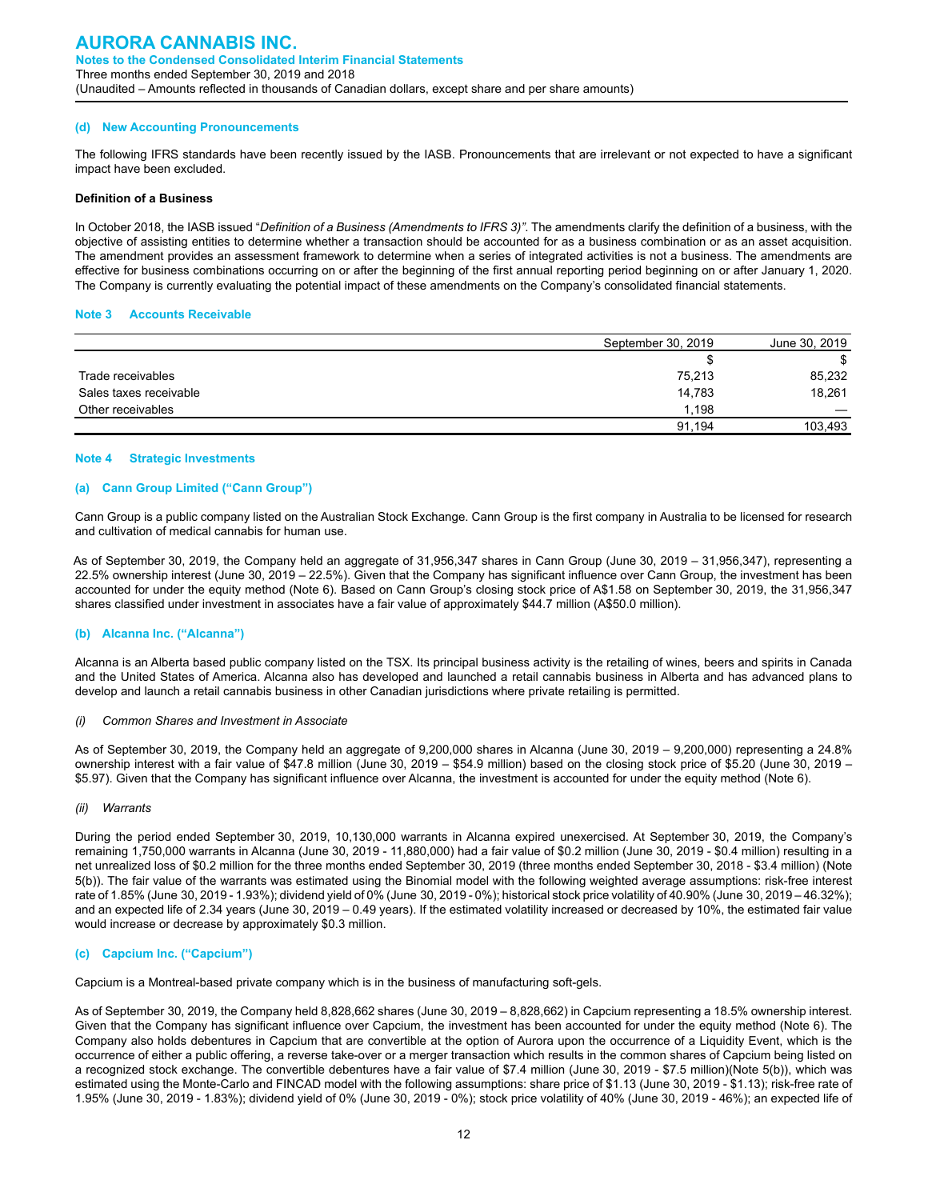### (d) New Accounting Pronouncements

The following IFRS standards have been recently issued by the IASB. Pronouncements that are irrelevant or not expected to have a significant impact have been excluded.

**Definition of a Business**

In October 2018, the IASB issued "*Definition of a Business (Amendments to IFRS 3)"*. The amendments clarify the definition of a business, with the objective of assisting entities to determine whether a transaction should be accounted for as a business combination or as an asset acquisition. The amendment provides an assessment framework to determine when a series of integrated activities is not a business. The amendments are effective for business combinations occurring on or after the beginning of the first annual reporting period beginning on or after January 1, 2020. The Company is currently evaluating the potential impact of these amendments on the Company's consolidated financial statements.

## Note 3 Accounts Receivable

| | September 30, 2019 | June 30, 2019 |
|---|---|---|
| | $ | $ |
| Trade receivables | 75,213 | 85,232 |
| Sales taxes receivable | 14,783 | 18,261 |
| Other receivables | 1,198 | — |
| | 91,194 | 103,493 |

## Note 4 Strategic Investments

### (a) Cann Group Limited ("Cann Group")

Cann Group is a public company listed on the Australian Stock Exchange. Cann Group is the first company in Australia to be licensed for research and cultivation of medical cannabis for human use.

As of September 30, 2019, the Company held an aggregate of 31,956,347 shares in Cann Group (June 30, 2019 – 31,956,347), representing a 22.5% ownership interest (June 30, 2019 – 22.5%). Given that the Company has significant influence over Cann Group, the investment has been accounted for under the equity method (Note 6). Based on Cann Group's closing stock price of A$1.58 on September 30, 2019, the 31,956,347 shares classified under investment in associates have a fair value of approximately $44.7 million (A$50.0 million).

### (b) Alcanna Inc. ("Alcanna")

Alcanna is an Alberta based public company listed on the TSX. Its principal business activity is the retailing of wines, beers and spirits in Canada and the United States of America. Alcanna also has developed and launched a retail cannabis business in Alberta and has advanced plans to develop and launch a retail cannabis business in other Canadian jurisdictions where private retailing is permitted.

*(i) Common Shares and Investment in Associate*

As of September 30, 2019, the Company held an aggregate of 9,200,000 shares in Alcanna (June 30, 2019 – 9,200,000) representing a 24.8% ownership interest with a fair value of $47.8 million (June 30, 2019 – $54.9 million) based on the closing stock price of $5.20 (June 30, 2019 – $5.97). Given that the Company has significant influence over Alcanna, the investment is accounted for under the equity method (Note 6).

*(ii) Warrants*

During the period ended September 30, 2019, 10,130,000 warrants in Alcanna expired unexercised. At September 30, 2019, the Company's remaining 1,750,000 warrants in Alcanna (June 30, 2019 - 11,880,000) had a fair value of $0.2 million (June 30, 2019 - $0.4 million) resulting in a net unrealized loss of $0.2 million for the three months ended September 30, 2019 (three months ended September 30, 2018 - $3.4 million) (Note 5(b)). The fair value of the warrants was estimated using the Binomial model with the following weighted average assumptions: risk-free interest rate of 1.85% (June 30, 2019 - 1.93%); dividend yield of 0% (June 30, 2019 - 0%); historical stock price volatility of 40.90% (June 30, 2019 – 46.32%); and an expected life of 2.34 years (June 30, 2019 – 0.49 years). If the estimated volatility increased or decreased by 10%, the estimated fair value would increase or decrease by approximately $0.3 million.

### (c) Capcium Inc. ("Capcium")

Capcium is a Montreal-based private company which is in the business of manufacturing soft-gels.

As of September 30, 2019, the Company held 8,828,662 shares (June 30, 2019 – 8,828,662) in Capcium representing a 18.5% ownership interest. Given that the Company has significant influence over Capcium, the investment has been accounted for under the equity method (Note 6). The Company also holds debentures in Capcium that are convertible at the option of Aurora upon the occurrence of a Liquidity Event, which is the occurrence of either a public offering, a reverse take-over or a merger transaction which results in the common shares of Capcium being listed on a recognized stock exchange. The convertible debentures have a fair value of $7.4 million (June 30, 2019 - $7.5 million)(Note 5(b)), which was estimated using the Monte-Carlo and FINCAD model with the following assumptions: share price of $1.13 (June 30, 2019 - $1.13); risk-free rate of 1.95% (June 30, 2019 - 1.83%); dividend yield of 0% (June 30, 2019 - 0%); stock price volatility of 40% (June 30, 2019 - 46%); an expected life of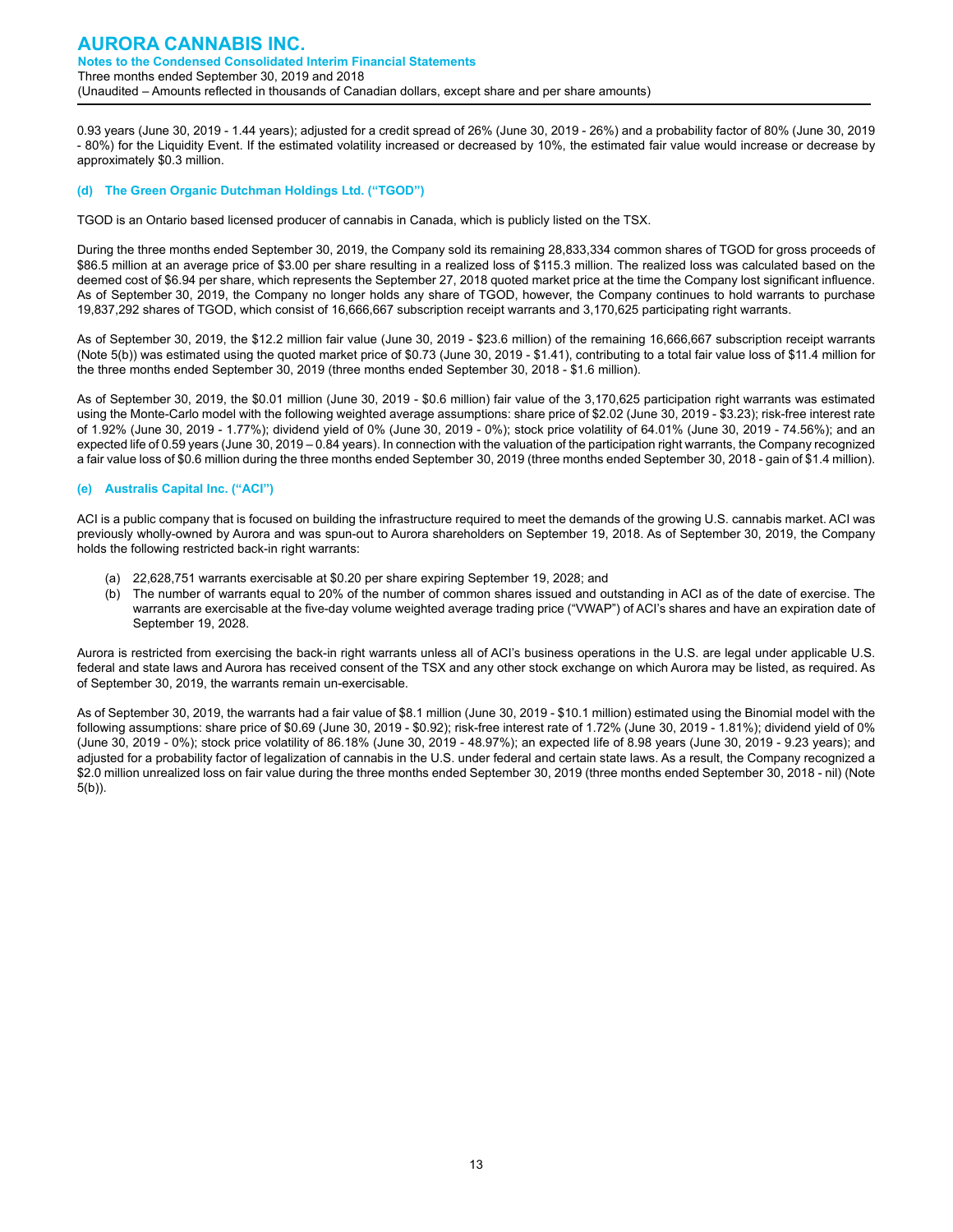0.93 years (June 30, 2019 - 1.44 years); adjusted for a credit spread of 26% (June 30, 2019 - 26%) and a probability factor of 80% (June 30, 2019 - 80%) for the Liquidity Event. If the estimated volatility increased or decreased by 10%, the estimated fair value would increase or decrease by approximately $0.3 million.

### (d) The Green Organic Dutchman Holdings Ltd. ("TGOD")

TGOD is an Ontario based licensed producer of cannabis in Canada, which is publicly listed on the TSX.

During the three months ended September 30, 2019, the Company sold its remaining 28,833,334 common shares of TGOD for gross proceeds of $86.5 million at an average price of $3.00 per share resulting in a realized loss of $115.3 million. The realized loss was calculated based on the deemed cost of $6.94 per share, which represents the September 27, 2018 quoted market price at the time the Company lost significant influence. As of September 30, 2019, the Company no longer holds any share of TGOD, however, the Company continues to hold warrants to purchase 19,837,292 shares of TGOD, which consist of 16,666,667 subscription receipt warrants and 3,170,625 participating right warrants.

As of September 30, 2019, the $12.2 million fair value (June 30, 2019 - $23.6 million) of the remaining 16,666,667 subscription receipt warrants (Note 5(b)) was estimated using the quoted market price of $0.73 (June 30, 2019 - $1.41), contributing to a total fair value loss of $11.4 million for the three months ended September 30, 2019 (three months ended September 30, 2018 - $1.6 million).

As of September 30, 2019, the $0.01 million (June 30, 2019 - $0.6 million) fair value of the 3,170,625 participation right warrants was estimated using the Monte-Carlo model with the following weighted average assumptions: share price of $2.02 (June 30, 2019 - $3.23); risk-free interest rate of 1.92% (June 30, 2019 - 1.77%); dividend yield of 0% (June 30, 2019 - 0%); stock price volatility of 64.01% (June 30, 2019 - 74.56%); and an expected life of 0.59 years (June 30, 2019 – 0.84 years). In connection with the valuation of the participation right warrants, the Company recognized a fair value loss of $0.6 million during the three months ended September 30, 2019 (three months ended September 30, 2018 - gain of $1.4 million).

### (e) Australis Capital Inc. ("ACI")

ACI is a public company that is focused on building the infrastructure required to meet the demands of the growing U.S. cannabis market. ACI was previously wholly-owned by Aurora and was spun-out to Aurora shareholders on September 19, 2018. As of September 30, 2019, the Company holds the following restricted back-in right warrants:

(a) 22,628,751 warrants exercisable at $0.20 per share expiring September 19, 2028; and
(b) The number of warrants equal to 20% of the number of common shares issued and outstanding in ACI as of the date of exercise. The warrants are exercisable at the five-day volume weighted average trading price ("VWAP") of ACI's shares and have an expiration date of September 19, 2028.

Aurora is restricted from exercising the back-in right warrants unless all of ACI's business operations in the U.S. are legal under applicable U.S. federal and state laws and Aurora has received consent of the TSX and any other stock exchange on which Aurora may be listed, as required. As of September 30, 2019, the warrants remain un-exercisable.

As of September 30, 2019, the warrants had a fair value of $8.1 million (June 30, 2019 - $10.1 million) estimated using the Binomial model with the following assumptions: share price of $0.69 (June 30, 2019 - $0.92); risk-free interest rate of 1.72% (June 30, 2019 - 1.81%); dividend yield of 0% (June 30, 2019 - 0%); stock price volatility of 86.18% (June 30, 2019 - 48.97%); an expected life of 8.98 years (June 30, 2019 - 9.23 years); and adjusted for a probability factor of legalization of cannabis in the U.S. under federal and certain state laws. As a result, the Company recognized a $2.0 million unrealized loss on fair value during the three months ended September 30, 2019 (three months ended September 30, 2018 - nil) (Note 5(b)).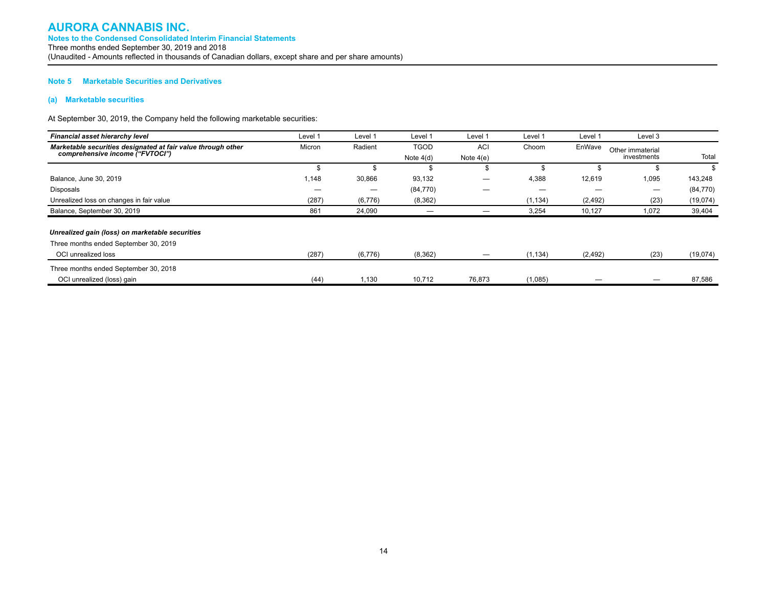## Note 5 Marketable Securities and Derivatives

### (a) Marketable securities

At September 30, 2019, the Company held the following marketable securities:

| ***Financial asset hierarchy level*** | Level 1 | Level 1 | Level 1 | Level 1 | Level 1 | Level 1 | Level 3 | |
|---|---|---|---|---|---|---|---|---|
| ***Marketable securities designated at fair value through other comprehensive income ("FVTOCI")*** | Micron | Radient | TGOD Note 4(d) | ACI Note 4(e) | Choom | EnWave | Other immaterial investments | Total |
| | $ | $ | $ | $ | $ | $ | $ | $ |
| Balance, June 30, 2019 | 1,148 | 30,866 | 93,132 | — | 4,388 | 12,619 | 1,095 | 143,248 |
| Disposals | — | — | (84,770) | — | — | — | — | (84,770) |
| Unrealized loss on changes in fair value | (287) | (6,776) | (8,362) | | (1,134) | (2,492) | (23) | (19,074) |
| Balance, September 30, 2019 | 861 | 24,090 | — | — | 3,254 | 10,127 | 1,072 | 39,404 |
| | | | | | | | | |
| ***Unrealized gain (loss) on marketable securities*** | | | | | | | | |
| Three months ended September 30, 2019 | | | | | | | | |
| OCI unrealized loss | (287) | (6,776) | (8,362) | — | (1,134) | (2,492) | (23) | (19,074) |
| Three months ended September 30, 2018 | | | | | | | | |
| OCI unrealized (loss) gain | (44) | 1,130 | 10,712 | 76,873 | (1,085) | — | — | 87,586 |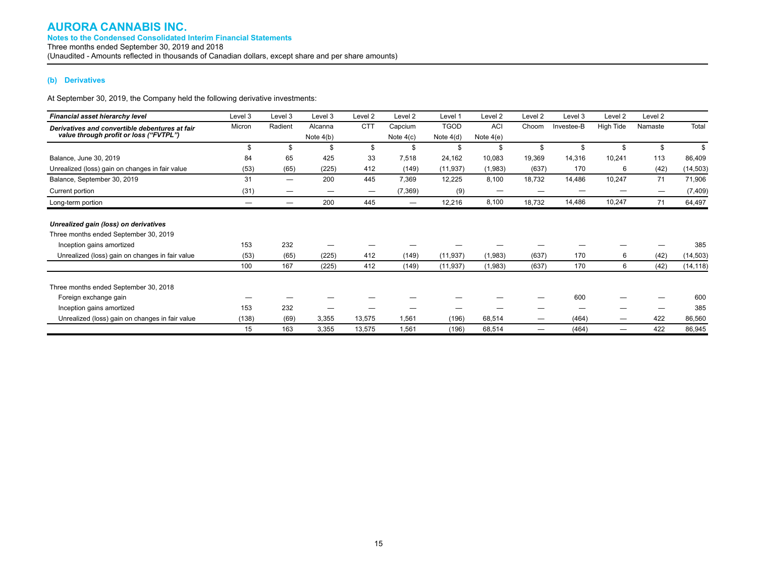### (b) Derivatives

At September 30, 2019, the Company held the following derivative investments:

| ***Financial asset hierarchy level*** | Level 3 | Level 3 | Level 3 | Level 2 | Level 2 | Level 1 | Level 2 | Level 2 | Level 3 | Level 2 | Level 2 | |
|---|---|---|---|---|---|---|---|---|---|---|---|---|
| ***Derivatives and convertible debentures at fair value through profit or loss ("FVTPL")*** | Micron | Radient | Alcanna Note 4(b) | CTT | Capcium Note 4(c) | TGOD Note 4(d) | ACI Note 4(e) | Choom | Investee-B | High Tide | Namaste | Total |
| | $ | $ | $ | $ | $ | $ | $ | $ | $ | $ | $ | $ |
| Balance, June 30, 2019 | 84 | 65 | 425 | 33 | 7,518 | 24,162 | 10,083 | 19,369 | 14,316 | 10,241 | 113 | 86,409 |
| Unrealized (loss) gain on changes in fair value | (53) | (65) | (225) | 412 | (149) | (11,937) | (1,983) | (637) | 170 | 6 | (42) | (14,503) |
| Balance, September 30, 2019 | 31 | — | 200 | 445 | 7,369 | 12,225 | 8,100 | 18,732 | 14,486 | 10,247 | 71 | 71,906 |
| Current portion | (31) | — | — | — | (7,369) | (9) | — | — | — | — | — | (7,409) |
| Long-term portion | — | — | 200 | 445 | — | 12,216 | 8,100 | 18,732 | 14,486 | 10,247 | 71 | 64,497 |
| | | | | | | | | | | | | |
| ***Unrealized gain (loss) on derivatives*** | | | | | | | | | | | | |
| Three months ended September 30, 2019 | | | | | | | | | | | | |
| Inception gains amortized | 153 | 232 | — | — | — | — | — | — | — | — | — | 385 |
| Unrealized (loss) gain on changes in fair value | (53) | (65) | (225) | 412 | (149) | (11,937) | (1,983) | (637) | 170 | 6 | (42) | (14,503) |
| | 100 | 167 | (225) | 412 | (149) | (11,937) | (1,983) | (637) | 170 | 6 | (42) | (14,118) |
| | | | | | | | | | | | | |
| Three months ended September 30, 2018 | | | | | | | | | | | | |
| Foreign exchange gain | — | — | — | — | — | — | — | — | 600 | — | — | 600 |
| Inception gains amortized | 153 | 232 | — | — | — | — | — | — | — | — | — | 385 |
| Unrealized (loss) gain on changes in fair value | (138) | (69) | 3,355 | 13,575 | 1,561 | (196) | 68,514 | — | (464) | — | 422 | 86,560 |
| | 15 | 163 | 3,355 | 13,575 | 1,561 | (196) | 68,514 | — | (464) | — | 422 | 86,945 |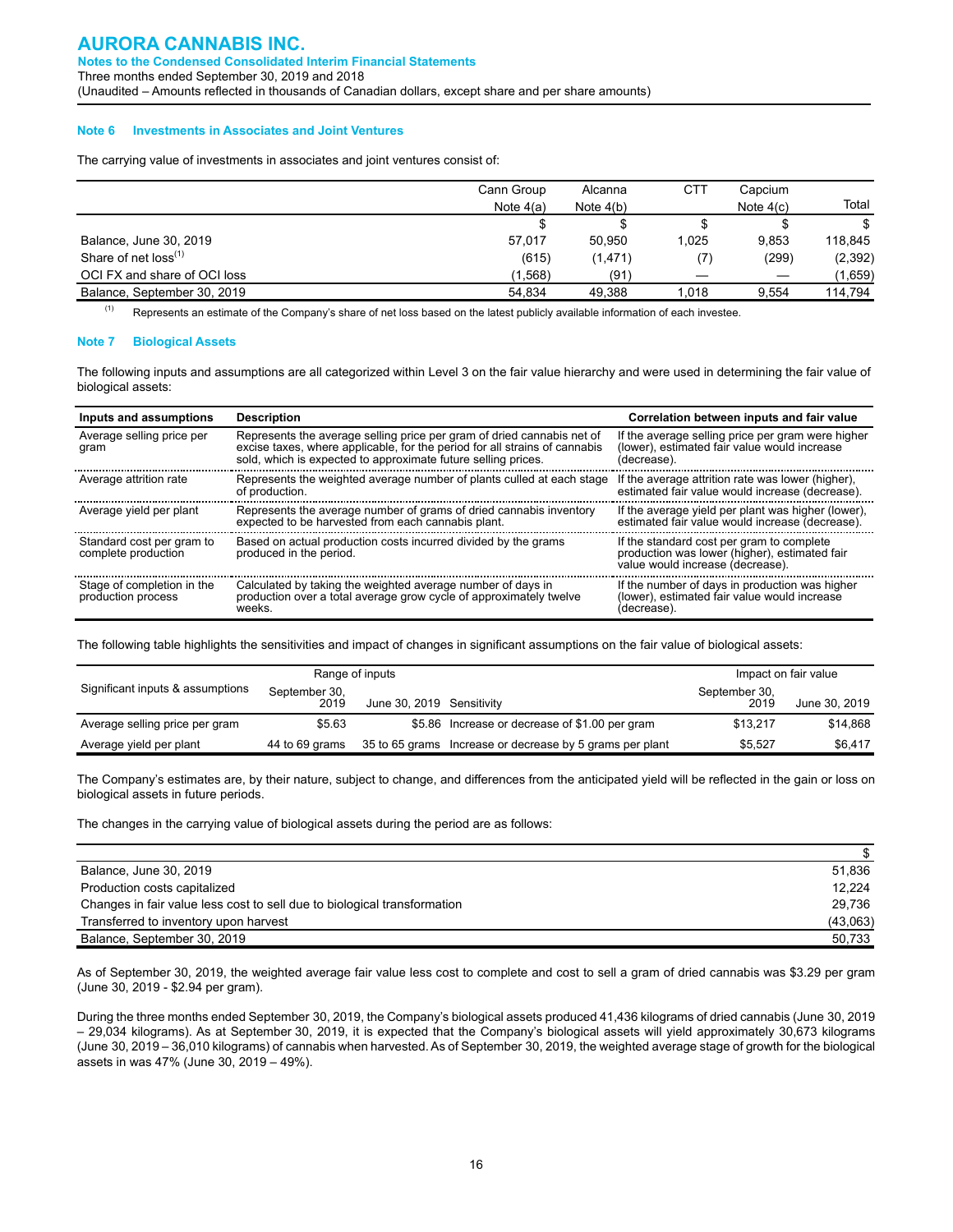**AURORA CANNABIS INC.**
**Notes to the Condensed Consolidated Interim Financial Statements**
Three months ended September 30, 2019 and 2018
(Unaudited – Amounts reflected in thousands of Canadian dollars, except share and per share amounts)

## Note 6 Investments in Associates and Joint Ventures

The carrying value of investments in associates and joint ventures consist of:

| | Cann Group Note 4(a) | Alcanna Note 4(b) | CTT | Capcium Note 4(c) | Total |
|---|---|---|---|---|---|
| | $ | $ | $ | $ | $ |
| Balance, June 30, 2019 | 57,017 | 50,950 | 1,025 | 9,853 | 118,845 |
| Share of net loss[1] | (615) | (1,471) | (7) | (299) | (2,392) |
| OCI FX and share of OCI loss | (1,568) | (91) | — | — | (1,659) |
| Balance, September 30, 2019 | 54,834 | 49,388 | 1,018 | 9,554 | 114,794 |

[1] Represents an estimate of the Company's share of net loss based on the latest publicly available information of each investee.

## Note 7 Biological Assets

The following inputs and assumptions are all categorized within Level 3 on the fair value hierarchy and were used in determining the fair value of biological assets:

| Inputs and assumptions | Description | Correlation between inputs and fair value |
|---|---|---|
| Average selling price per gram | Represents the average selling price per gram of dried cannabis net of excise taxes, where applicable, for the period for all strains of cannabis sold, which is expected to approximate future selling prices. | If the average selling price per gram were higher (lower), estimated fair value would increase (decrease). |
| Average attrition rate | Represents the weighted average number of plants culled at each stage of production. | If the average attrition rate was lower (higher), estimated fair value would increase (decrease). |
| Average yield per plant | Represents the average number of grams of dried cannabis inventory expected to be harvested from each cannabis plant. | If the average yield per plant was higher (lower), estimated fair value would increase (decrease). |
| Standard cost per gram to complete production | Based on actual production costs incurred divided by the grams produced in the period. | If the standard cost per gram to complete production was lower (higher), estimated fair value would increase (decrease). |
| Stage of completion in the production process | Calculated by taking the weighted average number of days in production over a total average grow cycle of approximately twelve weeks. | If the number of days in production was higher (lower), estimated fair value would increase (decrease). |

The following table highlights the sensitivities and impact of changes in significant assumptions on the fair value of biological assets:

| Significant inputs & assumptions | Range of inputs | | | Impact on fair value | |
|---|---|---|---|---|---|
| | September 30, 2019 | June 30, 2019 | Sensitivity | September 30, 2019 | June 30, 2019 |
| Average selling price per gram | $5.63 | $5.86 | Increase or decrease of $1.00 per gram | $13,217 | $14,868 |
| Average yield per plant | 44 to 69 grams | 35 to 65 grams | Increase or decrease by 5 grams per plant | $5,527 | $6,417 |

The Company's estimates are, by their nature, subject to change, and differences from the anticipated yield will be reflected in the gain or loss on biological assets in future periods.

The changes in the carrying value of biological assets during the period are as follows:

| | $ |
|---|---|
| Balance, June 30, 2019 | 51,836 |
| Production costs capitalized | 12,224 |
| Changes in fair value less cost to sell due to biological transformation | 29,736 |
| Transferred to inventory upon harvest | (43,063) |
| Balance, September 30, 2019 | 50,733 |

As of September 30, 2019, the weighted average fair value less cost to complete and cost to sell a gram of dried cannabis was $3.29 per gram (June 30, 2019 - $2.94 per gram).

During the three months ended September 30, 2019, the Company's biological assets produced 41,436 kilograms of dried cannabis (June 30, 2019 – 29,034 kilograms). As at September 30, 2019, it is expected that the Company's biological assets will yield approximately 30,673 kilograms (June 30, 2019 – 36,010 kilograms) of cannabis when harvested. As of September 30, 2019, the weighted average stage of growth for the biological assets in was 47% (June 30, 2019 – 49%).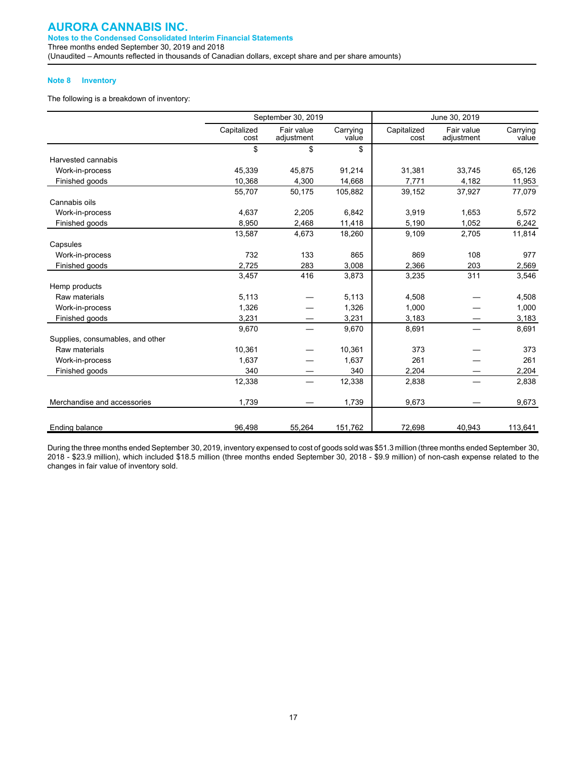**AURORA CANNABIS INC.**
**Notes to the Condensed Consolidated Interim Financial Statements**
Three months ended September 30, 2019 and 2018
(Unaudited – Amounts reflected in thousands of Canadian dollars, except share and per share amounts)

## Note 8 Inventory

The following is a breakdown of inventory:

| | September 30, 2019 | | | June 30, 2019 | | |
|---|---|---|---|---|---|---|
| | Capitalized cost | Fair value adjustment | Carrying value | Capitalized cost | Fair value adjustment | Carrying value |
| | $ | $ | $ | | | |
| Harvested cannabis | | | | | | |
| Work-in-process | 45,339 | 45,875 | 91,214 | 31,381 | 33,745 | 65,126 |
| Finished goods | 10,368 | 4,300 | 14,668 | 7,771 | 4,182 | 11,953 |
| | 55,707 | 50,175 | 105,882 | 39,152 | 37,927 | 77,079 |
| Cannabis oils | | | | | | |
| Work-in-process | 4,637 | 2,205 | 6,842 | 3,919 | 1,653 | 5,572 |
| Finished goods | 8,950 | 2,468 | 11,418 | 5,190 | 1,052 | 6,242 |
| | 13,587 | 4,673 | 18,260 | 9,109 | 2,705 | 11,814 |
| Capsules | | | | | | |
| Work-in-process | 732 | 133 | 865 | 869 | 108 | 977 |
| Finished goods | 2,725 | 283 | 3,008 | 2,366 | 203 | 2,569 |
| | 3,457 | 416 | 3,873 | 3,235 | 311 | 3,546 |
| Hemp products | | | | | | |
| Raw materials | 5,113 | — | 5,113 | 4,508 | — | 4,508 |
| Work-in-process | 1,326 | — | 1,326 | 1,000 | — | 1,000 |
| Finished goods | 3,231 | — | 3,231 | 3,183 | — | 3,183 |
| | 9,670 | — | 9,670 | 8,691 | — | 8,691 |
| Supplies, consumables, and other | | | | | | |
| Raw materials | 10,361 | — | 10,361 | 373 | — | 373 |
| Work-in-process | 1,637 | — | 1,637 | 261 | — | 261 |
| Finished goods | 340 | — | 340 | 2,204 | — | 2,204 |
| | 12,338 | — | 12,338 | 2,838 | — | 2,838 |
| Merchandise and accessories | 1,739 | — | 1,739 | 9,673 | — | 9,673 |
| Ending balance | 96,498 | 55,264 | 151,762 | 72,698 | 40,943 | 113,641 |

During the three months ended September 30, 2019, inventory expensed to cost of goods sold was $51.3 million (three months ended September 30, 2018 - $23.9 million), which included $18.5 million (three months ended September 30, 2018 - $9.9 million) of non-cash expense related to the changes in fair value of inventory sold.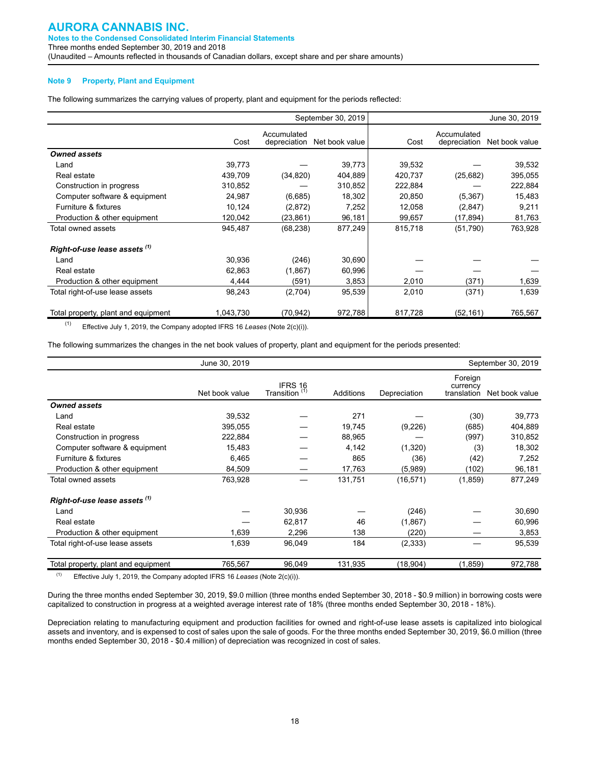### Note 9 Property, Plant and Equipment

The following summarizes the carrying values of property, plant and equipment for the periods reflected:

| | September 30, 2019 | | | June 30, 2019 | | |
|---|---|---|---|---|---|---|
| | Cost | Accumulated depreciation | Net book value | Cost | Accumulated depreciation | Net book value |
| ***Owned assets*** | | | | | | |
| Land | 39,773 | — | 39,773 | 39,532 | — | 39,532 |
| Real estate | 439,709 | (34,820) | 404,889 | 420,737 | (25,682) | 395,055 |
| Construction in progress | 310,852 | — | 310,852 | 222,884 | — | 222,884 |
| Computer software & equipment | 24,987 | (6,685) | 18,302 | 20,850 | (5,367) | 15,483 |
| Furniture & fixtures | 10,124 | (2,872) | 7,252 | 12,058 | (2,847) | 9,211 |
| Production & other equipment | 120,042 | (23,861) | 96,181 | 99,657 | (17,894) | 81,763 |
| Total owned assets | 945,487 | (68,238) | 877,249 | 815,718 | (51,790) | 763,928 |
| ***Right-of-use lease assets*** [(1)] | | | | | | |
| Land | 30,936 | (246) | 30,690 | — | — | — |
| Real estate | 62,863 | (1,867) | 60,996 | — | — | — |
| Production & other equipment | 4,444 | (591) | 3,853 | 2,010 | (371) | 1,639 |
| Total right-of-use lease assets | 98,243 | (2,704) | 95,539 | 2,010 | (371) | 1,639 |
| Total property, plant and equipment | 1,043,730 | (70,942) | 972,788 | 817,728 | (52,161) | 765,567 |

(1) Effective July 1, 2019, the Company adopted IFRS 16 *Leases* (Note 2(c)(i)).

The following summarizes the changes in the net book values of property, plant and equipment for the periods presented:

| | June 30, 2019 | | | | | September 30, 2019 |
|---|---|---|---|---|---|---|
| | Net book value | IFRS 16 Transition [(1)] | Additions | Depreciation | Foreign currency translation | Net book value |
| ***Owned assets*** | | | | | | |
| Land | 39,532 | — | 271 | — | (30) | 39,773 |
| Real estate | 395,055 | — | 19,745 | (9,226) | (685) | 404,889 |
| Construction in progress | 222,884 | — | 88,965 | — | (997) | 310,852 |
| Computer software & equipment | 15,483 | — | 4,142 | (1,320) | (3) | 18,302 |
| Furniture & fixtures | 6,465 | — | 865 | (36) | (42) | 7,252 |
| Production & other equipment | 84,509 | — | 17,763 | (5,989) | (102) | 96,181 |
| Total owned assets | 763,928 | — | 131,751 | (16,571) | (1,859) | 877,249 |
| ***Right-of-use lease assets*** [(1)] | | | | | | |
| Land | — | 30,936 | — | (246) | — | 30,690 |
| Real estate | — | 62,817 | 46 | (1,867) | — | 60,996 |
| Production & other equipment | 1,639 | 2,296 | 138 | (220) | — | 3,853 |
| Total right-of-use lease assets | 1,639 | 96,049 | 184 | (2,333) | — | 95,539 |
| Total property, plant and equipment | 765,567 | 96,049 | 131,935 | (18,904) | (1,859) | 972,788 |

(1) Effective July 1, 2019, the Company adopted IFRS 16 *Leases* (Note 2(c)(i)).

During the three months ended September 30, 2019, $9.0 million (three months ended September 30, 2018 - $0.9 million) in borrowing costs were capitalized to construction in progress at a weighted average interest rate of 18% (three months ended September 30, 2018 - 18%).

Depreciation relating to manufacturing equipment and production facilities for owned and right-of-use lease assets is capitalized into biological assets and inventory, and is expensed to cost of sales upon the sale of goods. For the three months ended September 30, 2019, $6.0 million (three months ended September 30, 2018 - $0.4 million) of depreciation was recognized in cost of sales.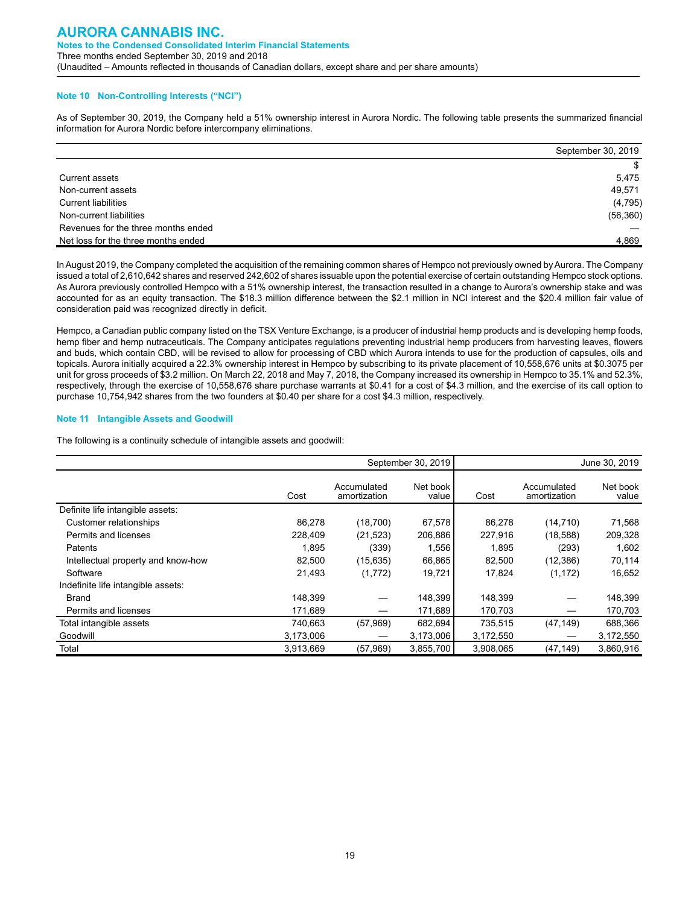## Note 10 Non-Controlling Interests ("NCI")

As of September 30, 2019, the Company held a 51% ownership interest in Aurora Nordic. The following table presents the summarized financial information for Aurora Nordic before intercompany eliminations.

| | September 30, 2019 |
|---|---|
| | $ |
| Current assets | 5,475 |
| Non-current assets | 49,571 |
| Current liabilities | (4,795) |
| Non-current liabilities | (56,360) |
| Revenues for the three months ended | — |
| Net loss for the three months ended | 4,869 |

In August 2019, the Company completed the acquisition of the remaining common shares of Hempco not previously owned by Aurora. The Company issued a total of 2,610,642 shares and reserved 242,602 of shares issuable upon the potential exercise of certain outstanding Hempco stock options. As Aurora previously controlled Hempco with a 51% ownership interest, the transaction resulted in a change to Aurora's ownership stake and was accounted for as an equity transaction. The $18.3 million difference between the $2.1 million in NCI interest and the $20.4 million fair value of consideration paid was recognized directly in deficit.

Hempco, a Canadian public company listed on the TSX Venture Exchange, is a producer of industrial hemp products and is developing hemp foods, hemp fiber and hemp nutraceuticals. The Company anticipates regulations preventing industrial hemp producers from harvesting leaves, flowers and buds, which contain CBD, will be revised to allow for processing of CBD which Aurora intends to use for the production of capsules, oils and topicals. Aurora initially acquired a 22.3% ownership interest in Hempco by subscribing to its private placement of 10,558,676 units at $0.3075 per unit for gross proceeds of $3.2 million. On March 22, 2018 and May 7, 2018, the Company increased its ownership in Hempco to 35.1% and 52.3%, respectively, through the exercise of 10,558,676 share purchase warrants at $0.41 for a cost of $4.3 million, and the exercise of its call option to purchase 10,754,942 shares from the two founders at $0.40 per share for a cost $4.3 million, respectively.

## Note 11 Intangible Assets and Goodwill

The following is a continuity schedule of intangible assets and goodwill:

| | September 30, 2019 | | | June 30, 2019 | | |
|---|---|---|---|---|---|---|
| | Cost | Accumulated amortization | Net book value | Cost | Accumulated amortization | Net book value |
| Definite life intangible assets: | | | | | | |
| Customer relationships | 86,278 | (18,700) | 67,578 | 86,278 | (14,710) | 71,568 |
| Permits and licenses | 228,409 | (21,523) | 206,886 | 227,916 | (18,588) | 209,328 |
| Patents | 1,895 | (339) | 1,556 | 1,895 | (293) | 1,602 |
| Intellectual property and know-how | 82,500 | (15,635) | 66,865 | 82,500 | (12,386) | 70,114 |
| Software | 21,493 | (1,772) | 19,721 | 17,824 | (1,172) | 16,652 |
| Indefinite life intangible assets: | | | | | | |
| Brand | 148,399 | — | 148,399 | 148,399 | — | 148,399 |
| Permits and licenses | 171,689 | — | 171,689 | 170,703 | — | 170,703 |
| Total intangible assets | 740,663 | (57,969) | 682,694 | 735,515 | (47,149) | 688,366 |
| Goodwill | 3,173,006 | — | 3,173,006 | 3,172,550 | — | 3,172,550 |
| Total | 3,913,669 | (57,969) | 3,855,700 | 3,908,065 | (47,149) | 3,860,916 |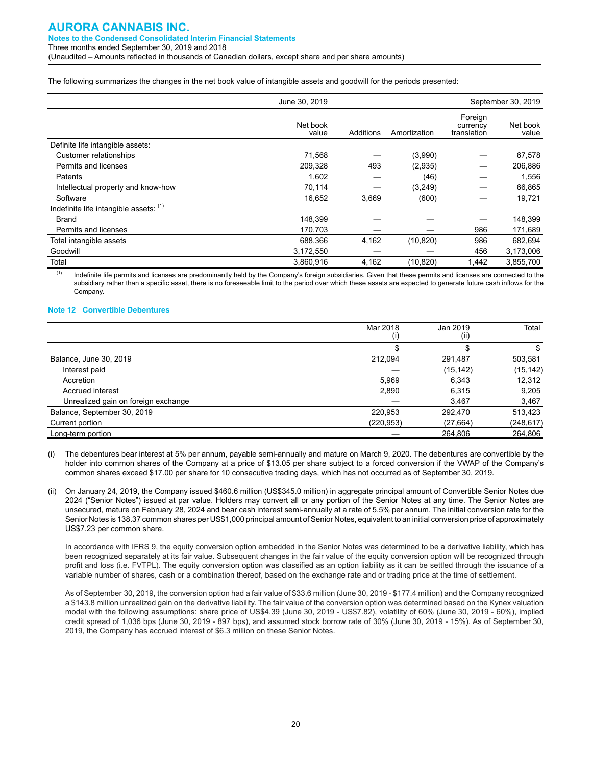The following summarizes the changes in the net book value of intangible assets and goodwill for the periods presented:

| | June 30, 2019 | | | | September 30, 2019 |
|---|---|---|---|---|---|
| | Net book value | Additions | Amortization | Foreign currency translation | Net book value |
| Definite life intangible assets: | | | | | |
| Customer relationships | 71,568 | — | (3,990) | — | 67,578 |
| Permits and licenses | 209,328 | 493 | (2,935) | — | 206,886 |
| Patents | 1,602 | — | (46) | — | 1,556 |
| Intellectual property and know-how | 70,114 | — | (3,249) | — | 66,865 |
| Software | 16,652 | 3,669 | (600) | — | 19,721 |
| Indefinite life intangible assets: [(1)] | | | | | |
| Brand | 148,399 | — | — | — | 148,399 |
| Permits and licenses | 170,703 | — | — | 986 | 171,689 |
| Total intangible assets | 688,366 | 4,162 | (10,820) | 986 | 682,694 |
| Goodwill | 3,172,550 | — | — | 456 | 3,173,006 |
| Total | 3,860,916 | 4,162 | (10,820) | 1,442 | 3,855,700 |

(1) Indefinite life permits and licenses are predominantly held by the Company's foreign subsidiaries. Given that these permits and licenses are connected to the subsidiary rather than a specific asset, there is no foreseeable limit to the period over which these assets are expected to generate future cash inflows for the Company.

### Note 12 Convertible Debentures

| | Mar 2018 (i) | Jan 2019 (ii) | Total |
|---|---|---|---|
| | $ | $ | $ |
| Balance, June 30, 2019 | 212,094 | 291,487 | 503,581 |
| Interest paid | — | (15,142) | (15,142) |
| Accretion | 5,969 | 6,343 | 12,312 |
| Accrued interest | 2,890 | 6,315 | 9,205 |
| Unrealized gain on foreign exchange | — | 3,467 | 3,467 |
| Balance, September 30, 2019 | 220,953 | 292,470 | 513,423 |
| Current portion | (220,953) | (27,664) | (248,617) |
| Long-term portion | — | 264,806 | 264,806 |

(i) The debentures bear interest at 5% per annum, payable semi-annually and mature on March 9, 2020. The debentures are convertible by the holder into common shares of the Company at a price of $13.05 per share subject to a forced conversion if the VWAP of the Company's common shares exceed $17.00 per share for 10 consecutive trading days, which has not occurred as of September 30, 2019.

(ii) On January 24, 2019, the Company issued $460.6 million (US$345.0 million) in aggregate principal amount of Convertible Senior Notes due 2024 ("Senior Notes") issued at par value. Holders may convert all or any portion of the Senior Notes at any time. The Senior Notes are unsecured, mature on February 28, 2024 and bear cash interest semi-annually at a rate of 5.5% per annum. The initial conversion rate for the Senior Notes is 138.37 common shares per US$1,000 principal amount of Senior Notes, equivalent to an initial conversion price of approximately US$7.23 per common share.

In accordance with IFRS 9, the equity conversion option embedded in the Senior Notes was determined to be a derivative liability, which has been recognized separately at its fair value. Subsequent changes in the fair value of the equity conversion option will be recognized through profit and loss (i.e. FVTPL). The equity conversion option was classified as an option liability as it can be settled through the issuance of a variable number of shares, cash or a combination thereof, based on the exchange rate and or trading price at the time of settlement.

As of September 30, 2019, the conversion option had a fair value of $33.6 million (June 30, 2019 - $177.4 million) and the Company recognized a $143.8 million unrealized gain on the derivative liability. The fair value of the conversion option was determined based on the Kynex valuation model with the following assumptions: share price of US$4.39 (June 30, 2019 - US$7.82), volatility of 60% (June 30, 2019 - 60%), implied credit spread of 1,036 bps (June 30, 2019 - 897 bps), and assumed stock borrow rate of 30% (June 30, 2019 - 15%). As of September 30, 2019, the Company has accrued interest of $6.3 million on these Senior Notes.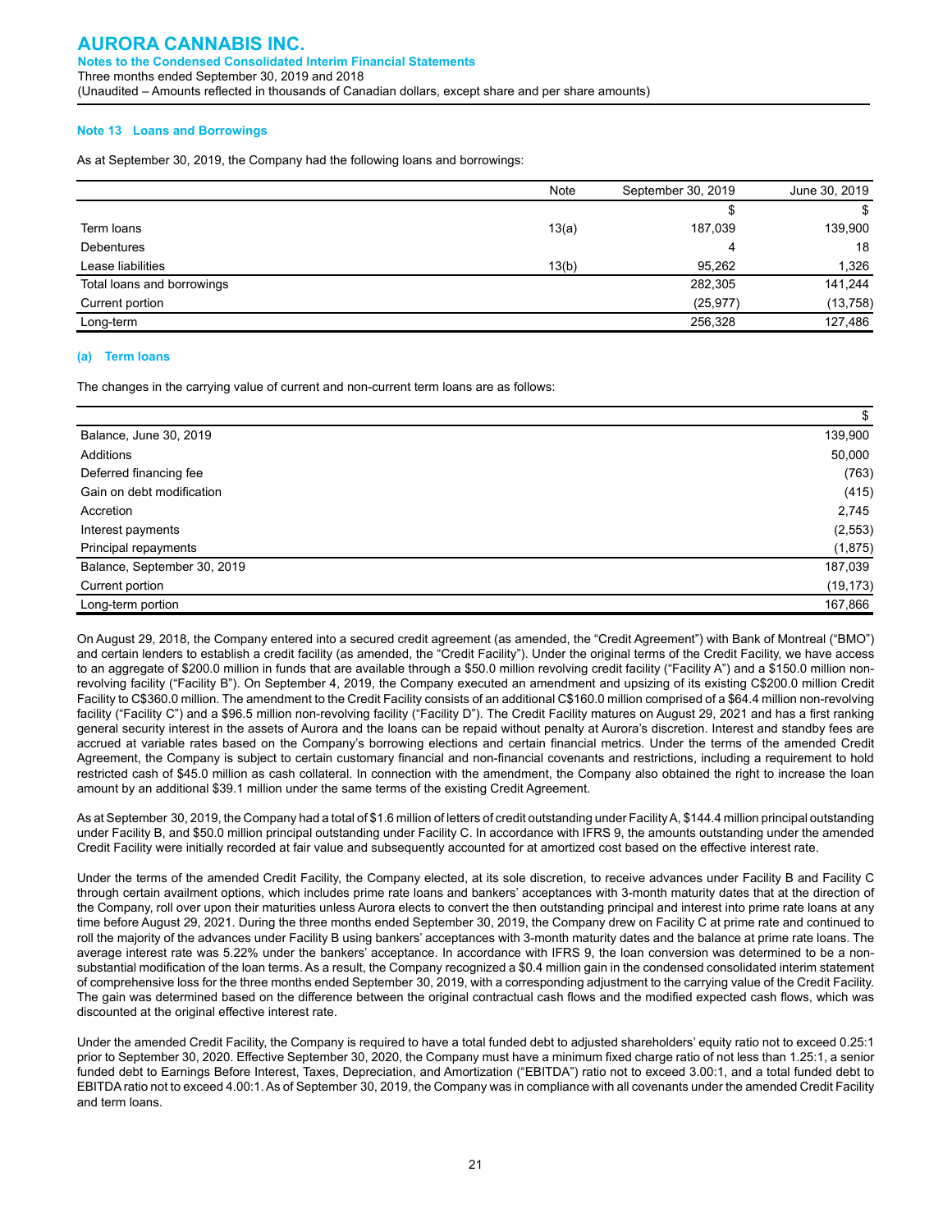### Note 13 Loans and Borrowings

As at September 30, 2019, the Company had the following loans and borrowings:

| | Note | September 30, 2019 | June 30, 2019 |
|---|---|---|---|
| | | $ | $ |
| Term loans | 13(a) | 187,039 | 139,900 |
| Debentures | | 4 | 18 |
| Lease liabilities | 13(b) | 95,262 | 1,326 |
| Total loans and borrowings | | 282,305 | 141,244 |
| Current portion | | (25,977) | (13,758) |
| Long-term | | 256,328 | 127,486 |

#### (a) Term loans

The changes in the carrying value of current and non-current term loans are as follows:

| | $ |
|---|---|
| Balance, June 30, 2019 | 139,900 |
| Additions | 50,000 |
| Deferred financing fee | (763) |
| Gain on debt modification | (415) |
| Accretion | 2,745 |
| Interest payments | (2,553) |
| Principal repayments | (1,875) |
| Balance, September 30, 2019 | 187,039 |
| Current portion | (19,173) |
| Long-term portion | 167,866 |

On August 29, 2018, the Company entered into a secured credit agreement (as amended, the "Credit Agreement") with Bank of Montreal ("BMO") and certain lenders to establish a credit facility (as amended, the "Credit Facility"). Under the original terms of the Credit Facility, we have access to an aggregate of $200.0 million in funds that are available through a $50.0 million revolving credit facility ("Facility A") and a $150.0 million non-revolving facility ("Facility B"). On September 4, 2019, the Company executed an amendment and upsizing of its existing C$200.0 million Credit Facility to C$360.0 million. The amendment to the Credit Facility consists of an additional C$160.0 million comprised of a $64.4 million non-revolving facility ("Facility C") and a $96.5 million non-revolving facility ("Facility D"). The Credit Facility matures on August 29, 2021 and has a first ranking general security interest in the assets of Aurora and the loans can be repaid without penalty at Aurora's discretion. Interest and standby fees are accrued at variable rates based on the Company's borrowing elections and certain financial metrics. Under the terms of the amended Credit Agreement, the Company is subject to certain customary financial and non-financial covenants and restrictions, including a requirement to hold restricted cash of $45.0 million as cash collateral. In connection with the amendment, the Company also obtained the right to increase the loan amount by an additional $39.1 million under the same terms of the existing Credit Agreement.

As at September 30, 2019, the Company had a total of $1.6 million of letters of credit outstanding under Facility A, $144.4 million principal outstanding under Facility B, and $50.0 million principal outstanding under Facility C. In accordance with IFRS 9, the amounts outstanding under the amended Credit Facility were initially recorded at fair value and subsequently accounted for at amortized cost based on the effective interest rate.

Under the terms of the amended Credit Facility, the Company elected, at its sole discretion, to receive advances under Facility B and Facility C through certain availment options, which includes prime rate loans and bankers' acceptances with 3-month maturity dates that at the direction of the Company, roll over upon their maturities unless Aurora elects to convert the then outstanding principal and interest into prime rate loans at any time before August 29, 2021. During the three months ended September 30, 2019, the Company drew on Facility C at prime rate and continued to roll the majority of the advances under Facility B using bankers' acceptances with 3-month maturity dates and the balance at prime rate loans. The average interest rate was 5.22% under the bankers' acceptance. In accordance with IFRS 9, the loan conversion was determined to be a non-substantial modification of the loan terms. As a result, the Company recognized a $0.4 million gain in the condensed consolidated interim statement of comprehensive loss for the three months ended September 30, 2019, with a corresponding adjustment to the carrying value of the Credit Facility. The gain was determined based on the difference between the original contractual cash flows and the modified expected cash flows, which was discounted at the original effective interest rate.

Under the amended Credit Facility, the Company is required to have a total funded debt to adjusted shareholders' equity ratio not to exceed 0.25:1 prior to September 30, 2020. Effective September 30, 2020, the Company must have a minimum fixed charge ratio of not less than 1.25:1, a senior funded debt to Earnings Before Interest, Taxes, Depreciation, and Amortization ("EBITDA") ratio not to exceed 3.00:1, and a total funded debt to EBITDA ratio not to exceed 4.00:1. As of September 30, 2019, the Company was in compliance with all covenants under the amended Credit Facility and term loans.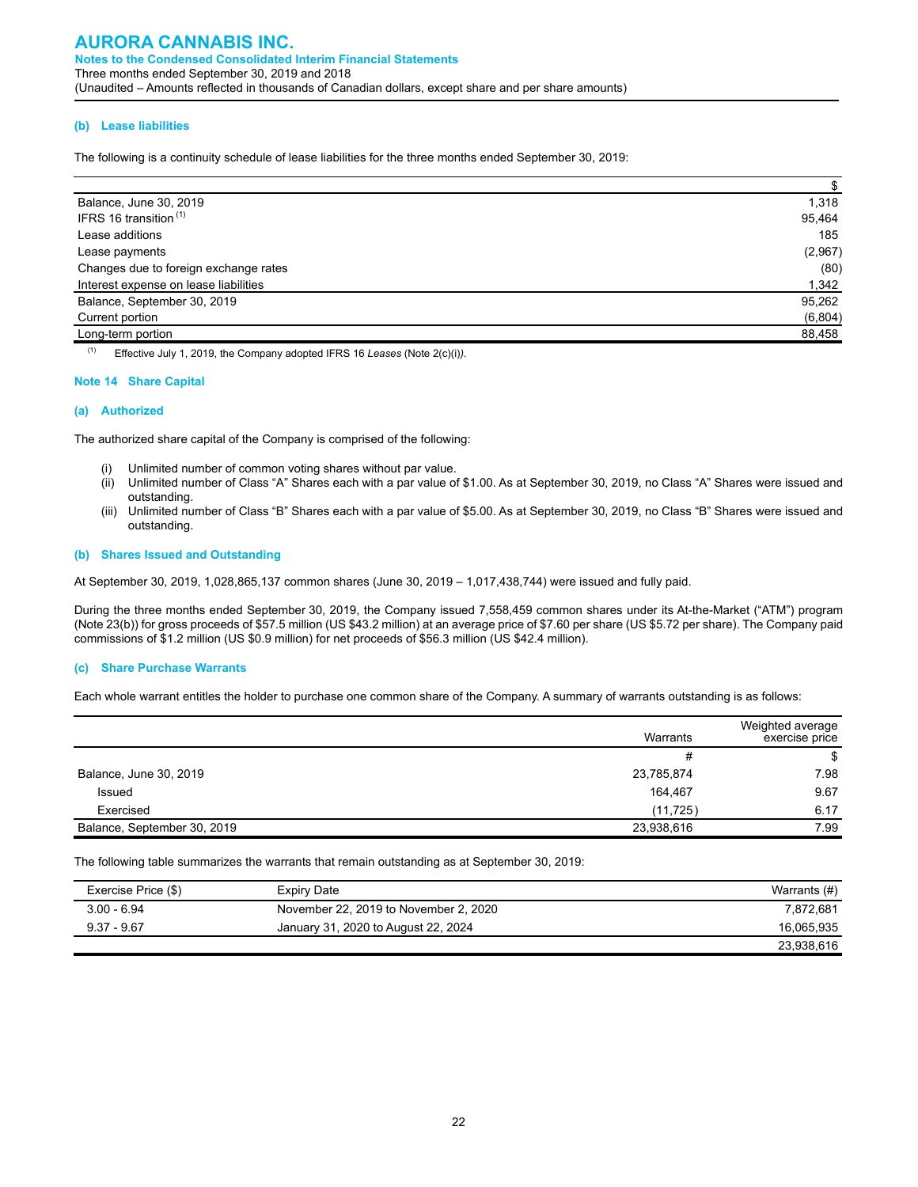### (b) Lease liabilities

The following is a continuity schedule of lease liabilities for the three months ended September 30, 2019:

| | $ |
|---|---|
| Balance, June 30, 2019 | 1,318 |
| IFRS 16 transition [(1)] | 95,464 |
| Lease additions | 185 |
| Lease payments | (2,967) |
| Changes due to foreign exchange rates | (80) |
| Interest expense on lease liabilities | 1,342 |
| Balance, September 30, 2019 | 95,262 |
| Current portion | (6,804) |
| Long-term portion | 88,458 |

(1) Effective July 1, 2019, the Company adopted IFRS 16 *Leases* (Note 2(c)(i)).

## Note 14 Share Capital

### (a) Authorized

The authorized share capital of the Company is comprised of the following:

(i) Unlimited number of common voting shares without par value.
(ii) Unlimited number of Class "A" Shares each with a par value of $1.00. As at September 30, 2019, no Class "A" Shares were issued and outstanding.
(iii) Unlimited number of Class "B" Shares each with a par value of $5.00. As at September 30, 2019, no Class "B" Shares were issued and outstanding.

### (b) Shares Issued and Outstanding

At September 30, 2019, 1,028,865,137 common shares (June 30, 2019 – 1,017,438,744) were issued and fully paid.

During the three months ended September 30, 2019, the Company issued 7,558,459 common shares under its At-the-Market ("ATM") program (Note 23(b)) for gross proceeds of $57.5 million (US $43.2 million) at an average price of $7.60 per share (US $5.72 per share). The Company paid commissions of $1.2 million (US $0.9 million) for net proceeds of $56.3 million (US $42.4 million).

### (c) Share Purchase Warrants

Each whole warrant entitles the holder to purchase one common share of the Company. A summary of warrants outstanding is as follows:

| | Warrants | Weighted average exercise price |
|---|---|---|
| | # | $ |
| Balance, June 30, 2019 | 23,785,874 | 7.98 |
| Issued | 164,467 | 9.67 |
| Exercised | (11,725) | 6.17 |
| Balance, September 30, 2019 | 23,938,616 | 7.99 |

The following table summarizes the warrants that remain outstanding as at September 30, 2019:

| Exercise Price ($) | Expiry Date | Warrants (#) |
|---|---|---|
| 3.00 - 6.94 | November 22, 2019 to November 2, 2020 | 7,872,681 |
| 9.37 - 9.67 | January 31, 2020 to August 22, 2024 | 16,065,935 |
| | | 23,938,616 |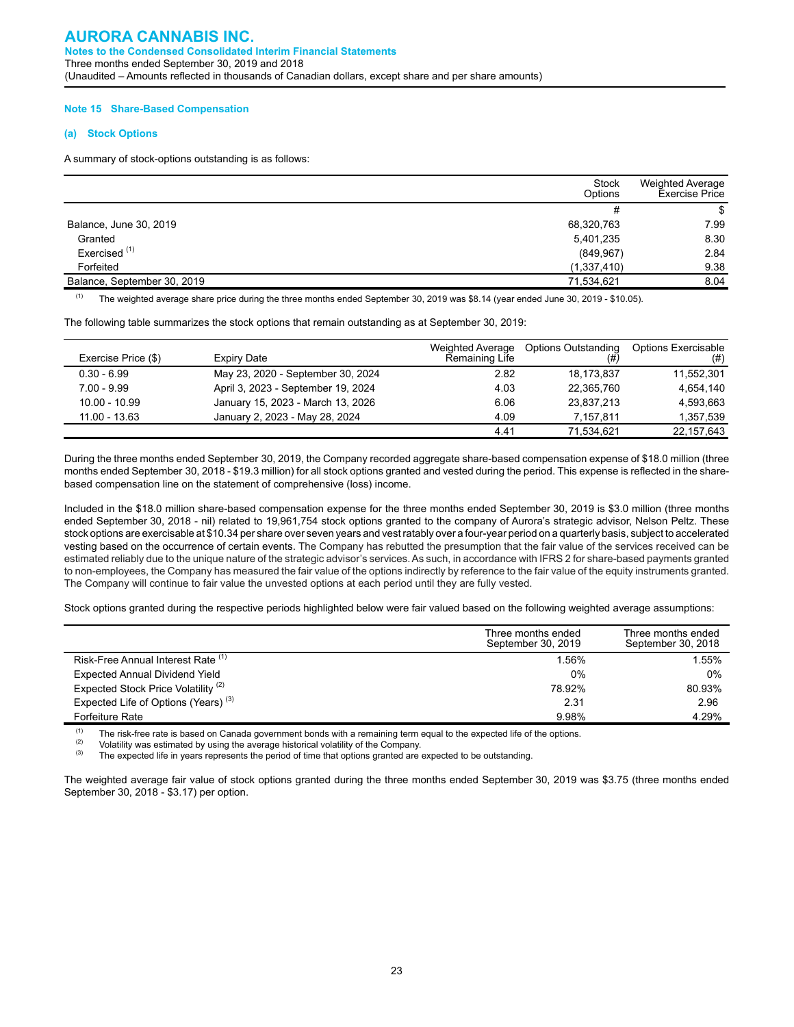## Note 15 Share-Based Compensation

### (a) Stock Options

A summary of stock-options outstanding is as follows:

| | Stock Options | Weighted Average Exercise Price |
|---|---|---|
| | # | $ |
| Balance, June 30, 2019 | 68,320,763 | 7.99 |
| Granted | 5,401,235 | 8.30 |
| Exercised [(1)] | (849,967) | 2.84 |
| Forfeited | (1,337,410) | 9.38 |
| Balance, September 30, 2019 | 71,534,621 | 8.04 |

(1) The weighted average share price during the three months ended September 30, 2019 was $8.14 (year ended June 30, 2019 - $10.05).

The following table summarizes the stock options that remain outstanding as at September 30, 2019:

| Exercise Price ($) | Expiry Date | Weighted Average Remaining Life | Options Outstanding (#) | Options Exercisable (#) |
|---|---|---|---|---|
| 0.30 - 6.99 | May 23, 2020 - September 30, 2024 | 2.82 | 18,173,837 | 11,552,301 |
| 7.00 - 9.99 | April 3, 2023 - September 19, 2024 | 4.03 | 22,365,760 | 4,654,140 |
| 10.00 - 10.99 | January 15, 2023 - March 13, 2026 | 6.06 | 23,837,213 | 4,593,663 |
| 11.00 - 13.63 | January 2, 2023 - May 28, 2024 | 4.09 | 7,157,811 | 1,357,539 |
| | | 4.41 | 71,534,621 | 22,157,643 |

During the three months ended September 30, 2019, the Company recorded aggregate share-based compensation expense of $18.0 million (three months ended September 30, 2018 - $19.3 million) for all stock options granted and vested during the period. This expense is reflected in the share-based compensation line on the statement of comprehensive (loss) income.

Included in the $18.0 million share-based compensation expense for the three months ended September 30, 2019 is $3.0 million (three months ended September 30, 2018 - nil) related to 19,961,754 stock options granted to the company of Aurora's strategic advisor, Nelson Peltz. These stock options are exercisable at $10.34 per share over seven years and vest ratably over a four-year period on a quarterly basis, subject to accelerated vesting based on the occurrence of certain events. The Company has rebutted the presumption that the fair value of the services received can be estimated reliably due to the unique nature of the strategic advisor's services. As such, in accordance with IFRS 2 for share-based payments granted to non-employees, the Company has measured the fair value of the options indirectly by reference to the fair value of the equity instruments granted. The Company will continue to fair value the unvested options at each period until they are fully vested.

Stock options granted during the respective periods highlighted below were fair valued based on the following weighted average assumptions:

| | Three months ended September 30, 2019 | Three months ended September 30, 2018 |
|---|---|---|
| Risk-Free Annual Interest Rate [(1)] | 1.56% | 1.55% |
| Expected Annual Dividend Yield | 0% | 0% |
| Expected Stock Price Volatility [(2)] | 78.92% | 80.93% |
| Expected Life of Options (Years) [(3)] | 2.31 | 2.96 |
| Forfeiture Rate | 9.98% | 4.29% |

(1) The risk-free rate is based on Canada government bonds with a remaining term equal to the expected life of the options.
(2) Volatility was estimated by using the average historical volatility of the Company.
(3) The expected life in years represents the period of time that options granted are expected to be outstanding.

The weighted average fair value of stock options granted during the three months ended September 30, 2019 was $3.75 (three months ended September 30, 2018 - $3.17) per option.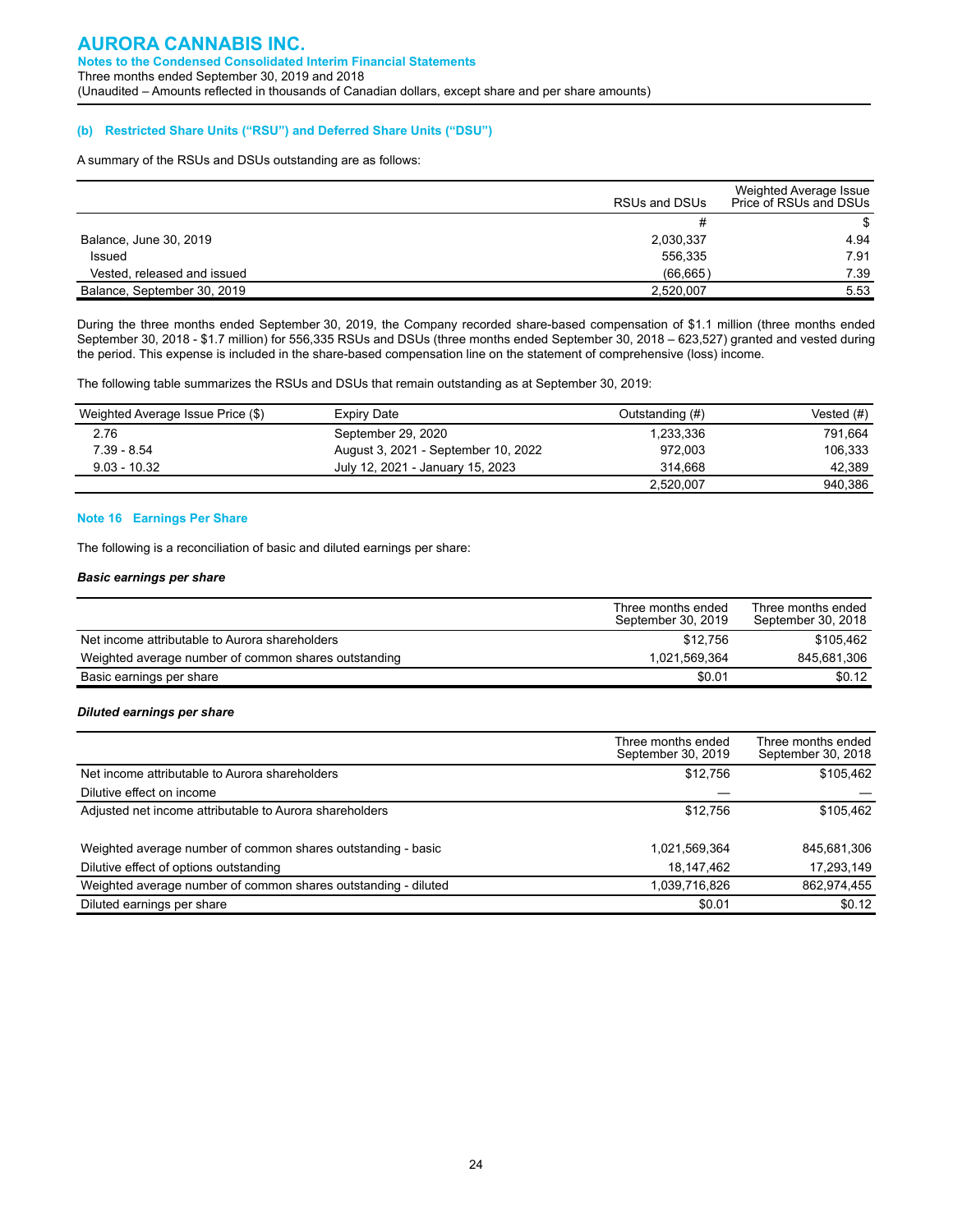### (b) Restricted Share Units ("RSU") and Deferred Share Units ("DSU")

A summary of the RSUs and DSUs outstanding are as follows:

| | RSUs and DSUs | Weighted Average Issue Price of RSUs and DSUs |
|---|---|---|
| | # | $ |
| Balance, June 30, 2019 | 2,030,337 | 4.94 |
| Issued | 556,335 | 7.91 |
| Vested, released and issued | (66,665) | 7.39 |
| Balance, September 30, 2019 | 2,520,007 | 5.53 |

During the three months ended September 30, 2019, the Company recorded share-based compensation of $1.1 million (three months ended September 30, 2018 - $1.7 million) for 556,335 RSUs and DSUs (three months ended September 30, 2018 – 623,527) granted and vested during the period. This expense is included in the share-based compensation line on the statement of comprehensive (loss) income.

The following table summarizes the RSUs and DSUs that remain outstanding as at September 30, 2019:

| Weighted Average Issue Price ($) | Expiry Date | Outstanding (#) | Vested (#) |
|---|---|---|---|
| 2.76 | September 29, 2020 | 1,233,336 | 791,664 |
| 7.39 - 8.54 | August 3, 2021 - September 10, 2022 | 972,003 | 106,333 |
| 9.03 - 10.32 | July 12, 2021 - January 15, 2023 | 314,668 | 42,389 |
| | | 2,520,007 | 940,386 |

## Note 16 Earnings Per Share

The following is a reconciliation of basic and diluted earnings per share:

***Basic earnings per share***

| | Three months ended September 30, 2019 | Three months ended September 30, 2018 |
|---|---|---|
| Net income attributable to Aurora shareholders | $12,756 | $105,462 |
| Weighted average number of common shares outstanding | 1,021,569,364 | 845,681,306 |
| Basic earnings per share | $0.01 | $0.12 |

***Diluted earnings per share***

| | Three months ended September 30, 2019 | Three months ended September 30, 2018 |
|---|---|---|
| Net income attributable to Aurora shareholders | $12,756 | $105,462 |
| Dilutive effect on income | — | — |
| Adjusted net income attributable to Aurora shareholders | $12,756 | $105,462 |
| | | |
| Weighted average number of common shares outstanding - basic | 1,021,569,364 | 845,681,306 |
| Dilutive effect of options outstanding | 18,147,462 | 17,293,149 |
| Weighted average number of common shares outstanding - diluted | 1,039,716,826 | 862,974,455 |
| Diluted earnings per share | $0.01 | $0.12 |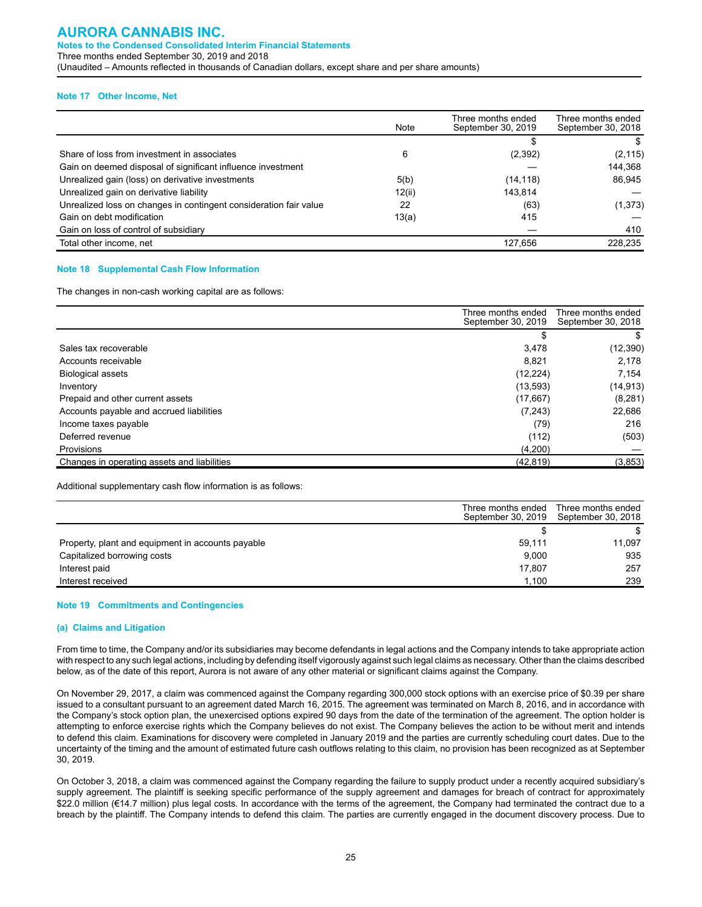### Note 17 Other Income, Net

| | Note | Three months ended September 30, 2019 | Three months ended September 30, 2018 |
|---|---|---|---|
| | | $ | $ |
| Share of loss from investment in associates | 6 | (2,392) | (2,115) |
| Gain on deemed disposal of significant influence investment | | — | 144,368 |
| Unrealized gain (loss) on derivative investments | 5(b) | (14,118) | 86,945 |
| Unrealized gain on derivative liability | 12(ii) | 143,814 | — |
| Unrealized loss on changes in contingent consideration fair value | 22 | (63) | (1,373) |
| Gain on debt modification | 13(a) | 415 | — |
| Gain on loss of control of subsidiary | | — | 410 |
| Total other income, net | | 127,656 | 228,235 |

### Note 18 Supplemental Cash Flow Information

The changes in non-cash working capital are as follows:

| | Three months ended September 30, 2019 | Three months ended September 30, 2018 |
|---|---|---|
| | $ | $ |
| Sales tax recoverable | 3,478 | (12,390) |
| Accounts receivable | 8,821 | 2,178 |
| Biological assets | (12,224) | 7,154 |
| Inventory | (13,593) | (14,913) |
| Prepaid and other current assets | (17,667) | (8,281) |
| Accounts payable and accrued liabilities | (7,243) | 22,686 |
| Income taxes payable | (79) | 216 |
| Deferred revenue | (112) | (503) |
| Provisions | (4,200) | — |
| Changes in operating assets and liabilities | (42,819) | (3,853) |

Additional supplementary cash flow information is as follows:

| | Three months ended September 30, 2019 | Three months ended September 30, 2018 |
|---|---|---|
| | $ | $ |
| Property, plant and equipment in accounts payable | 59,111 | 11,097 |
| Capitalized borrowing costs | 9,000 | 935 |
| Interest paid | 17,807 | 257 |
| Interest received | 1,100 | 239 |

### Note 19 Commitments and Contingencies

#### (a) Claims and Litigation

From time to time, the Company and/or its subsidiaries may become defendants in legal actions and the Company intends to take appropriate action with respect to any such legal actions, including by defending itself vigorously against such legal claims as necessary. Other than the claims described below, as of the date of this report, Aurora is not aware of any other material or significant claims against the Company.

On November 29, 2017, a claim was commenced against the Company regarding 300,000 stock options with an exercise price of $0.39 per share issued to a consultant pursuant to an agreement dated March 16, 2015. The agreement was terminated on March 8, 2016, and in accordance with the Company's stock option plan, the unexercised options expired 90 days from the date of the termination of the agreement. The option holder is attempting to enforce exercise rights which the Company believes do not exist. The Company believes the action to be without merit and intends to defend this claim. Examinations for discovery were completed in January 2019 and the parties are currently scheduling court dates. Due to the uncertainty of the timing and the amount of estimated future cash outflows relating to this claim, no provision has been recognized as at September 30, 2019.

On October 3, 2018, a claim was commenced against the Company regarding the failure to supply product under a recently acquired subsidiary's supply agreement. The plaintiff is seeking specific performance of the supply agreement and damages for breach of contract for approximately $22.0 million (€14.7 million) plus legal costs. In accordance with the terms of the agreement, the Company had terminated the contract due to a breach by the plaintiff. The Company intends to defend this claim. The parties are currently engaged in the document discovery process. Due to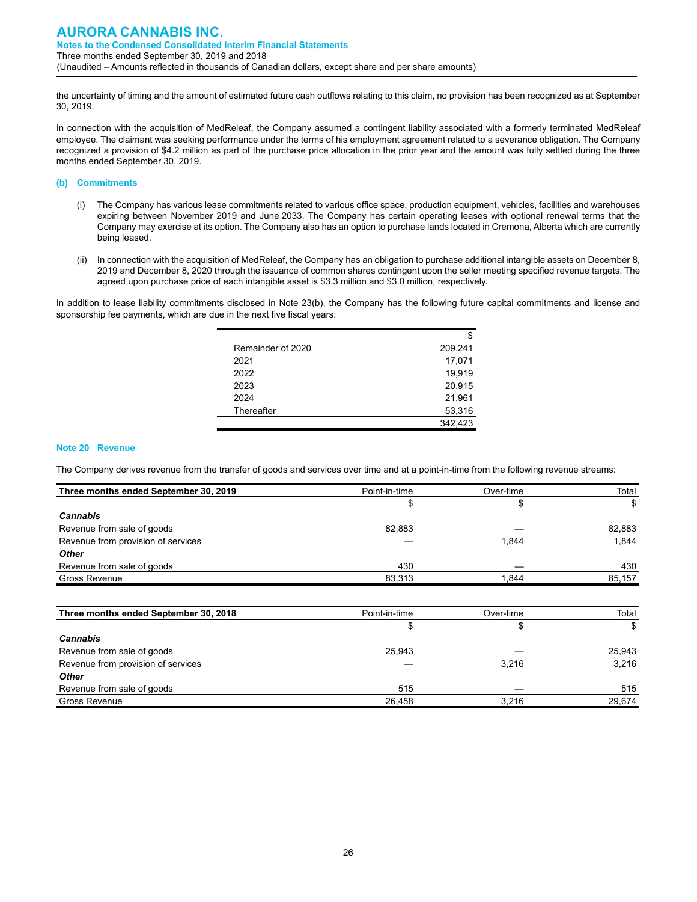the uncertainty of timing and the amount of estimated future cash outflows relating to this claim, no provision has been recognized as at September 30, 2019.

In connection with the acquisition of MedReleaf, the Company assumed a contingent liability associated with a formerly terminated MedReleaf employee. The claimant was seeking performance under the terms of his employment agreement related to a severance obligation. The Company recognized a provision of $4.2 million as part of the purchase price allocation in the prior year and the amount was fully settled during the three months ended September 30, 2019.

#### (b) Commitments

(i) The Company has various lease commitments related to various office space, production equipment, vehicles, facilities and warehouses expiring between November 2019 and June 2033. The Company has certain operating leases with optional renewal terms that the Company may exercise at its option. The Company also has an option to purchase lands located in Cremona, Alberta which are currently being leased.

(ii) In connection with the acquisition of MedReleaf, the Company has an obligation to purchase additional intangible assets on December 8, 2019 and December 8, 2020 through the issuance of common shares contingent upon the seller meeting specified revenue targets. The agreed upon purchase price of each intangible asset is $3.3 million and $3.0 million, respectively.

In addition to lease liability commitments disclosed in Note 23(b), the Company has the following future capital commitments and license and sponsorship fee payments, which are due in the next five fiscal years:

| | $ |
|---|---|
| Remainder of 2020 | 209,241 |
| 2021 | 17,071 |
| 2022 | 19,919 |
| 2023 | 20,915 |
| 2024 | 21,961 |
| Thereafter | 53,316 |
| | 342,423 |

## Note 20 Revenue

The Company derives revenue from the transfer of goods and services over time and at a point-in-time from the following revenue streams:

| Three months ended September 30, 2019 | Point-in-time | Over-time | Total |
|---|---|---|---|
| | $ | $ | $ |
| ***Cannabis*** | | | |
| Revenue from sale of goods | 82,883 | — | 82,883 |
| Revenue from provision of services | — | 1,844 | 1,844 |
| ***Other*** | | | |
| Revenue from sale of goods | 430 | — | 430 |
| Gross Revenue | 83,313 | 1,844 | 85,157 |

| Three months ended September 30, 2018 | Point-in-time | Over-time | Total |
|---|---|---|---|
| | $ | $ | $ |
| ***Cannabis*** | | | |
| Revenue from sale of goods | 25,943 | — | 25,943 |
| Revenue from provision of services | — | 3,216 | 3,216 |
| ***Other*** | | | |
| Revenue from sale of goods | 515 | — | 515 |
| Gross Revenue | 26,458 | 3,216 | 29,674 |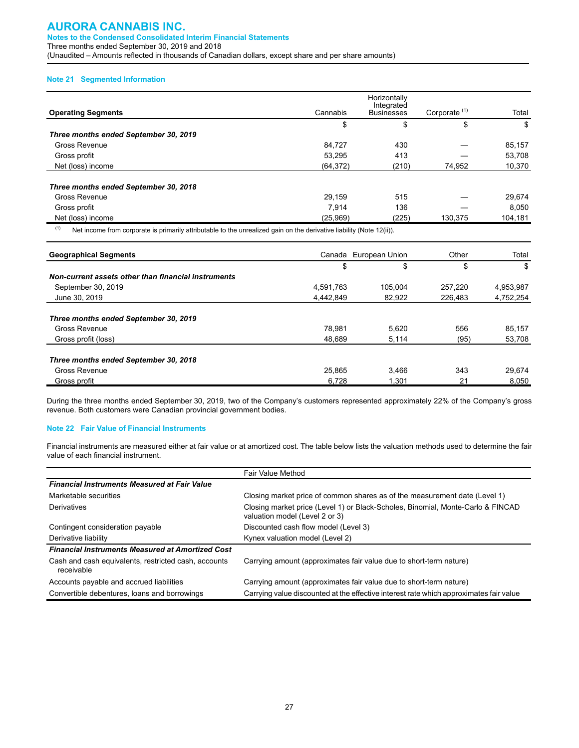# AURORA CANNABIS INC.

**Notes to the Condensed Consolidated Interim Financial Statements**
Three months ended September 30, 2019 and 2018
(Unaudited – Amounts reflected in thousands of Canadian dollars, except share and per share amounts)

## Note 21 Segmented Information

| Operating Segments | Cannabis | Horizontally Integrated Businesses | Corporate [1] | Total |
|---|---|---|---|---|
| | $ | $ | $ | $ |
| ***Three months ended September 30, 2019*** | | | | |
| Gross Revenue | 84,727 | 430 | — | 85,157 |
| Gross profit | 53,295 | 413 | — | 53,708 |
| Net (loss) income | (64,372) | (210) | 74,952 | 10,370 |
| ***Three months ended September 30, 2018*** | | | | |
| Gross Revenue | 29,159 | 515 | — | 29,674 |
| Gross profit | 7,914 | 136 | — | 8,050 |
| Net (loss) income | (25,969) | (225) | 130,375 | 104,181 |

[1] Net income from corporate is primarily attributable to the unrealized gain on the derivative liability (Note 12(ii)).

| Geographical Segments | Canada | European Union | Other | Total |
|---|---|---|---|---|
| | $ | $ | $ | $ |
| ***Non-current assets other than financial instruments*** | | | | |
| September 30, 2019 | 4,591,763 | 105,004 | 257,220 | 4,953,987 |
| June 30, 2019 | 4,442,849 | 82,922 | 226,483 | 4,752,254 |
| ***Three months ended September 30, 2019*** | | | | |
| Gross Revenue | 78,981 | 5,620 | 556 | 85,157 |
| Gross profit (loss) | 48,689 | 5,114 | (95) | 53,708 |
| ***Three months ended September 30, 2018*** | | | | |
| Gross Revenue | 25,865 | 3,466 | 343 | 29,674 |
| Gross profit | 6,728 | 1,301 | 21 | 8,050 |

During the three months ended September 30, 2019, two of the Company's customers represented approximately 22% of the Company's gross revenue. Both customers were Canadian provincial government bodies.

## Note 22 Fair Value of Financial Instruments

Financial instruments are measured either at fair value or at amortized cost. The table below lists the valuation methods used to determine the fair value of each financial instrument.

| | Fair Value Method |
|---|---|
| ***Financial Instruments Measured at Fair Value*** | |
| Marketable securities | Closing market price of common shares as of the measurement date (Level 1) |
| Derivatives | Closing market price (Level 1) or Black-Scholes, Binomial, Monte-Carlo & FINCAD valuation model (Level 2 or 3) |
| Contingent consideration payable | Discounted cash flow model (Level 3) |
| Derivative liability | Kynex valuation model (Level 2) |
| ***Financial Instruments Measured at Amortized Cost*** | |
| Cash and cash equivalents, restricted cash, accounts receivable | Carrying amount (approximates fair value due to short-term nature) |
| Accounts payable and accrued liabilities | Carrying amount (approximates fair value due to short-term nature) |
| Convertible debentures, loans and borrowings | Carrying value discounted at the effective interest rate which approximates fair value |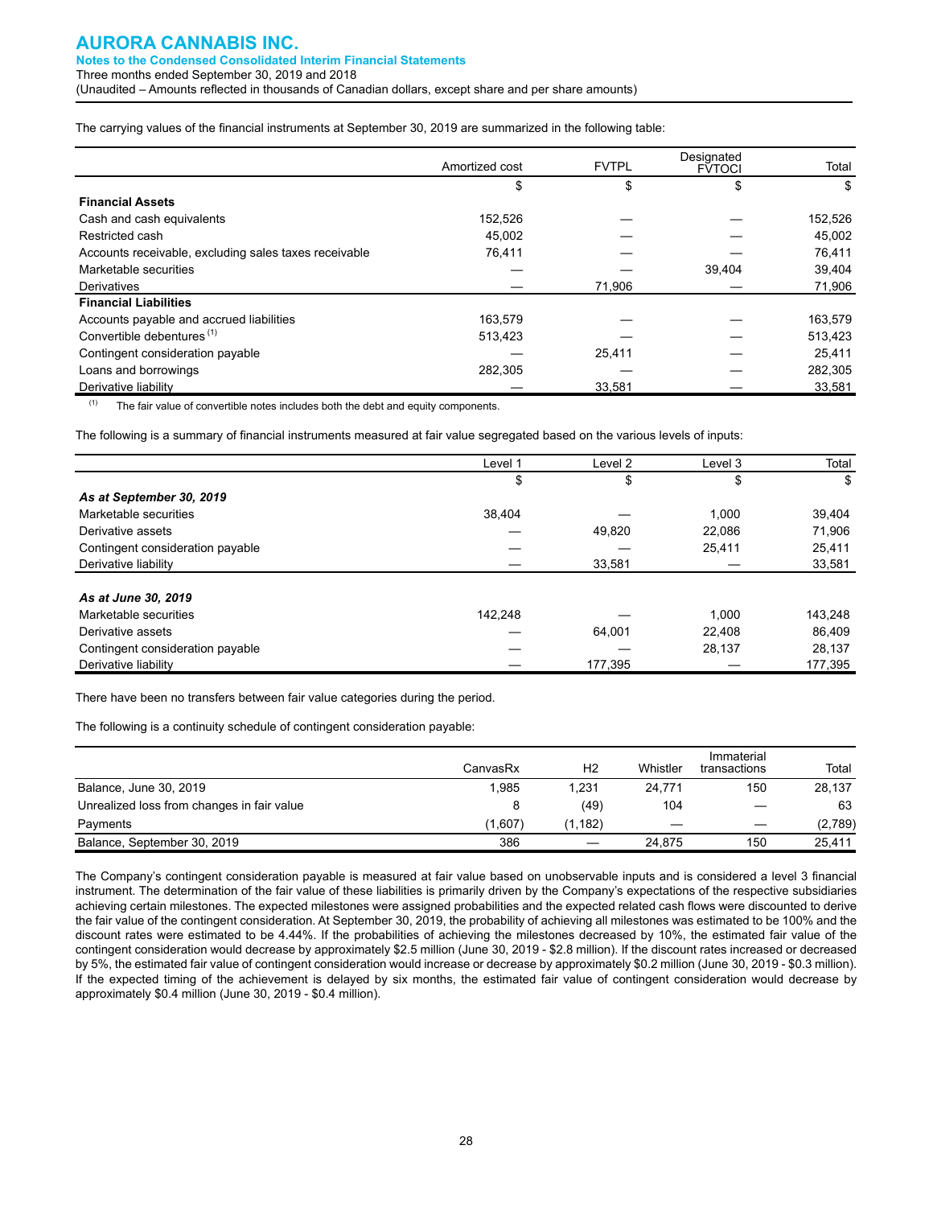The carrying values of the financial instruments at September 30, 2019 are summarized in the following table:

| | Amortized cost | FVTPL | Designated FVTOCI | Total |
|---|---|---|---|---|
| | $ | $ | $ | $ |
| **Financial Assets** | | | | |
| Cash and cash equivalents | 152,526 | — | — | 152,526 |
| Restricted cash | 45,002 | — | — | 45,002 |
| Accounts receivable, excluding sales taxes receivable | 76,411 | — | — | 76,411 |
| Marketable securities | — | — | 39,404 | 39,404 |
| Derivatives | — | 71,906 | — | 71,906 |
| **Financial Liabilities** | | | | |
| Accounts payable and accrued liabilities | 163,579 | — | — | 163,579 |
| Convertible debentures [(1)] | 513,423 | — | — | 513,423 |
| Contingent consideration payable | — | 25,411 | — | 25,411 |
| Loans and borrowings | 282,305 | — | — | 282,305 |
| Derivative liability | — | 33,581 | — | 33,581 |

[(1)] The fair value of convertible notes includes both the debt and equity components.

The following is a summary of financial instruments measured at fair value segregated based on the various levels of inputs:

| | Level 1 | Level 2 | Level 3 | Total |
|---|---|---|---|---|
| | $ | $ | $ | $ |
| ***As at September 30, 2019*** | | | | |
| Marketable securities | 38,404 | — | 1,000 | 39,404 |
| Derivative assets | — | 49,820 | 22,086 | 71,906 |
| Contingent consideration payable | — | — | 25,411 | 25,411 |
| Derivative liability | — | 33,581 | — | 33,581 |
| ***As at June 30, 2019*** | | | | |
| Marketable securities | 142,248 | — | 1,000 | 143,248 |
| Derivative assets | — | 64,001 | 22,408 | 86,409 |
| Contingent consideration payable | — | — | 28,137 | 28,137 |
| Derivative liability | — | 177,395 | — | 177,395 |

There have been no transfers between fair value categories during the period.

The following is a continuity schedule of contingent consideration payable:

| | CanvasRx | H2 | Whistler | Immaterial transactions | Total |
|---|---|---|---|---|---|
| Balance, June 30, 2019 | 1,985 | 1,231 | 24,771 | 150 | 28,137 |
| Unrealized loss from changes in fair value | 8 | (49) | 104 | — | 63 |
| Payments | (1,607) | (1,182) | — | — | (2,789) |
| Balance, September 30, 2019 | 386 | — | 24,875 | 150 | 25,411 |

The Company's contingent consideration payable is measured at fair value based on unobservable inputs and is considered a level 3 financial instrument. The determination of the fair value of these liabilities is primarily driven by the Company's expectations of the respective subsidiaries achieving certain milestones. The expected milestones were assigned probabilities and the expected related cash flows were discounted to derive the fair value of the contingent consideration. At September 30, 2019, the probability of achieving all milestones was estimated to be 100% and the discount rates were estimated to be 4.44%. If the probabilities of achieving the milestones decreased by 10%, the estimated fair value of the contingent consideration would decrease by approximately $2.5 million (June 30, 2019 - $2.8 million). If the discount rates increased or decreased by 5%, the estimated fair value of contingent consideration would increase or decrease by approximately $0.2 million (June 30, 2019 - $0.3 million). If the expected timing of the achievement is delayed by six months, the estimated fair value of contingent consideration would decrease by approximately $0.4 million (June 30, 2019 - $0.4 million).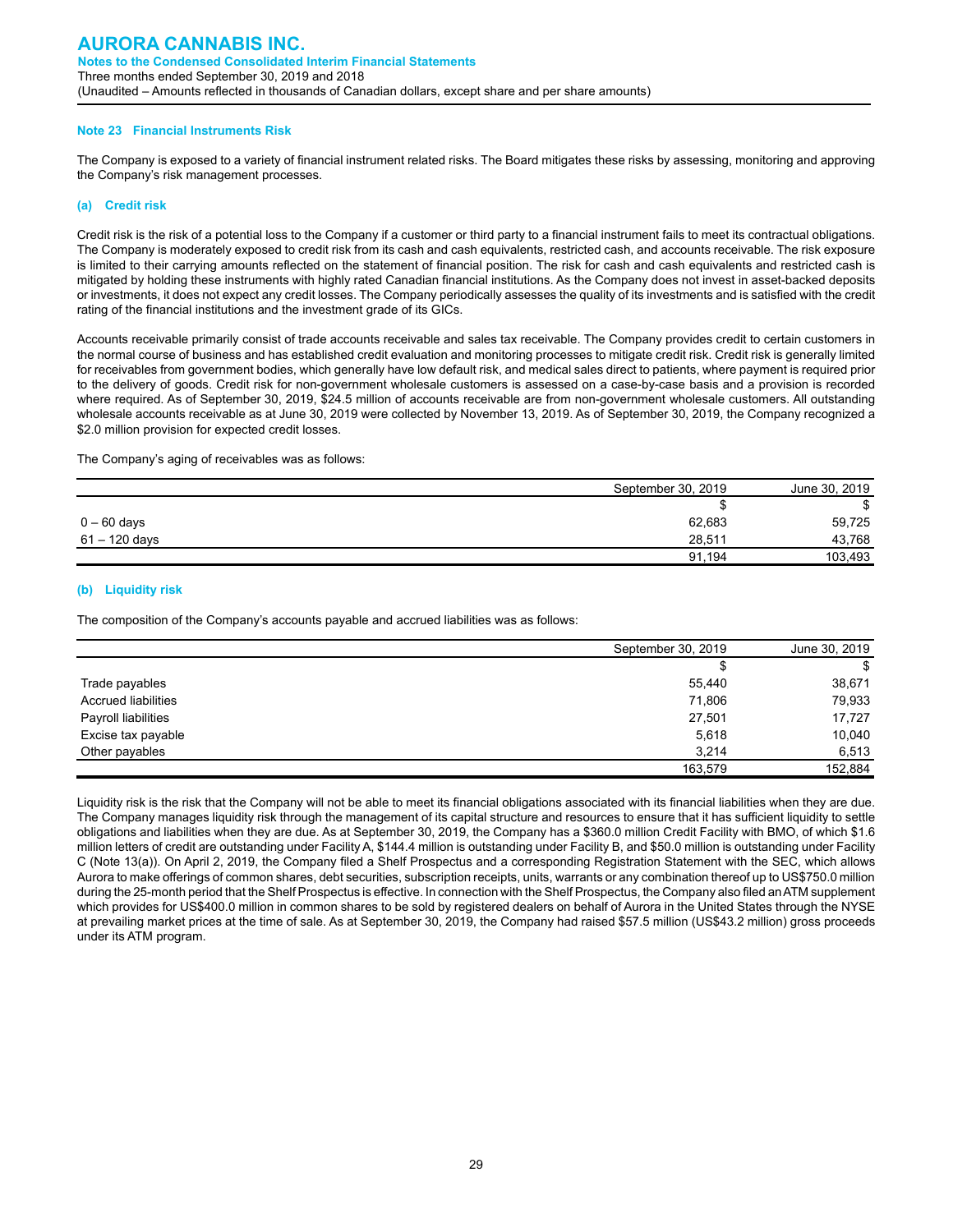## Note 23 Financial Instruments Risk

The Company is exposed to a variety of financial instrument related risks. The Board mitigates these risks by assessing, monitoring and approving the Company's risk management processes.

### (a) Credit risk

Credit risk is the risk of a potential loss to the Company if a customer or third party to a financial instrument fails to meet its contractual obligations. The Company is moderately exposed to credit risk from its cash and cash equivalents, restricted cash, and accounts receivable. The risk exposure is limited to their carrying amounts reflected on the statement of financial position. The risk for cash and cash equivalents and restricted cash is mitigated by holding these instruments with highly rated Canadian financial institutions. As the Company does not invest in asset-backed deposits or investments, it does not expect any credit losses. The Company periodically assesses the quality of its investments and is satisfied with the credit rating of the financial institutions and the investment grade of its GICs.

Accounts receivable primarily consist of trade accounts receivable and sales tax receivable. The Company provides credit to certain customers in the normal course of business and has established credit evaluation and monitoring processes to mitigate credit risk. Credit risk is generally limited for receivables from government bodies, which generally have low default risk, and medical sales direct to patients, where payment is required prior to the delivery of goods. Credit risk for non-government wholesale customers is assessed on a case-by-case basis and a provision is recorded where required. As of September 30, 2019, $24.5 million of accounts receivable are from non-government wholesale customers. All outstanding wholesale accounts receivable as at June 30, 2019 were collected by November 13, 2019. As of September 30, 2019, the Company recognized a $2.0 million provision for expected credit losses.

The Company's aging of receivables was as follows:

| | September 30, 2019 | June 30, 2019 |
|---|---|---|
| | $ | $ |
| 0 – 60 days | 62,683 | 59,725 |
| 61 – 120 days | 28,511 | 43,768 |
| | 91,194 | 103,493 |

### (b) Liquidity risk

The composition of the Company's accounts payable and accrued liabilities was as follows:

| | September 30, 2019 | June 30, 2019 |
|---|---|---|
| | $ | $ |
| Trade payables | 55,440 | 38,671 |
| Accrued liabilities | 71,806 | 79,933 |
| Payroll liabilities | 27,501 | 17,727 |
| Excise tax payable | 5,618 | 10,040 |
| Other payables | 3,214 | 6,513 |
| | 163,579 | 152,884 |

Liquidity risk is the risk that the Company will not be able to meet its financial obligations associated with its financial liabilities when they are due. The Company manages liquidity risk through the management of its capital structure and resources to ensure that it has sufficient liquidity to settle obligations and liabilities when they are due. As at September 30, 2019, the Company has a $360.0 million Credit Facility with BMO, of which $1.6 million letters of credit are outstanding under Facility A, $144.4 million is outstanding under Facility B, and $50.0 million is outstanding under Facility C (Note 13(a)). On April 2, 2019, the Company filed a Shelf Prospectus and a corresponding Registration Statement with the SEC, which allows Aurora to make offerings of common shares, debt securities, subscription receipts, units, warrants or any combination thereof up to US$750.0 million during the 25-month period that the Shelf Prospectus is effective. In connection with the Shelf Prospectus, the Company also filed an ATM supplement which provides for US$400.0 million in common shares to be sold by registered dealers on behalf of Aurora in the United States through the NYSE at prevailing market prices at the time of sale. As at September 30, 2019, the Company had raised $57.5 million (US$43.2 million) gross proceeds under its ATM program.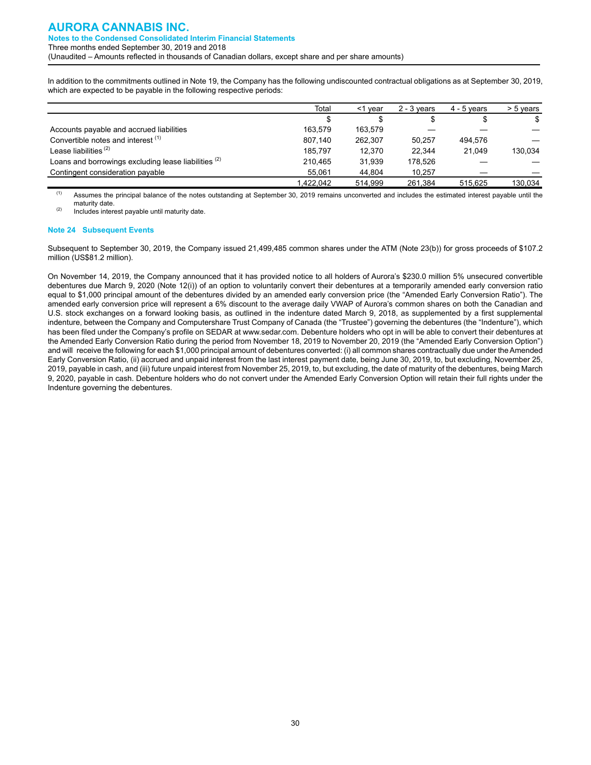In addition to the commitments outlined in Note 19, the Company has the following undiscounted contractual obligations as at September 30, 2019, which are expected to be payable in the following respective periods:

| | Total | <1 year | 2 - 3 years | 4 - 5 years | > 5 years |
|---|---|---|---|---|---|
| | $ | $ | $ | $ | $ |
| Accounts payable and accrued liabilities | 163,579 | 163,579 | — | — | — |
| Convertible notes and interest [1] | 807,140 | 262,307 | 50,257 | 494,576 | — |
| Lease liabilities [2] | 185,797 | 12,370 | 22,344 | 21,049 | 130,034 |
| Loans and borrowings excluding lease liabilities [2] | 210,465 | 31,939 | 178,526 | — | — |
| Contingent consideration payable | 55,061 | 44,804 | 10,257 | — | — |
| | 1,422,042 | 514,999 | 261,384 | 515,625 | 130,034 |

(1) Assumes the principal balance of the notes outstanding at September 30, 2019 remains unconverted and includes the estimated interest payable until the maturity date.

(2) Includes interest payable until maturity date.

## Note 24 Subsequent Events

Subsequent to September 30, 2019, the Company issued 21,499,485 common shares under the ATM (Note 23(b)) for gross proceeds of $107.2 million (US$81.2 million).

On November 14, 2019, the Company announced that it has provided notice to all holders of Aurora's $230.0 million 5% unsecured convertible debentures due March 9, 2020 (Note 12(i)) of an option to voluntarily convert their debentures at a temporarily amended early conversion ratio equal to $1,000 principal amount of the debentures divided by an amended early conversion price (the "Amended Early Conversion Ratio"). The amended early conversion price will represent a 6% discount to the average daily VWAP of Aurora's common shares on both the Canadian and U.S. stock exchanges on a forward looking basis, as outlined in the indenture dated March 9, 2018, as supplemented by a first supplemental indenture, between the Company and Computershare Trust Company of Canada (the "Trustee") governing the debentures (the "Indenture"), which has been filed under the Company's profile on SEDAR at www.sedar.com. Debenture holders who opt in will be able to convert their debentures at the Amended Early Conversion Ratio during the period from November 18, 2019 to November 20, 2019 (the "Amended Early Conversion Option") and will receive the following for each $1,000 principal amount of debentures converted: (i) all common shares contractually due under the Amended Early Conversion Ratio, (ii) accrued and unpaid interest from the last interest payment date, being June 30, 2019, to, but excluding, November 25, 2019, payable in cash, and (iii) future unpaid interest from November 25, 2019, to, but excluding, the date of maturity of the debentures, being March 9, 2020, payable in cash. Debenture holders who do not convert under the Amended Early Conversion Option will retain their full rights under the Indenture governing the debentures.